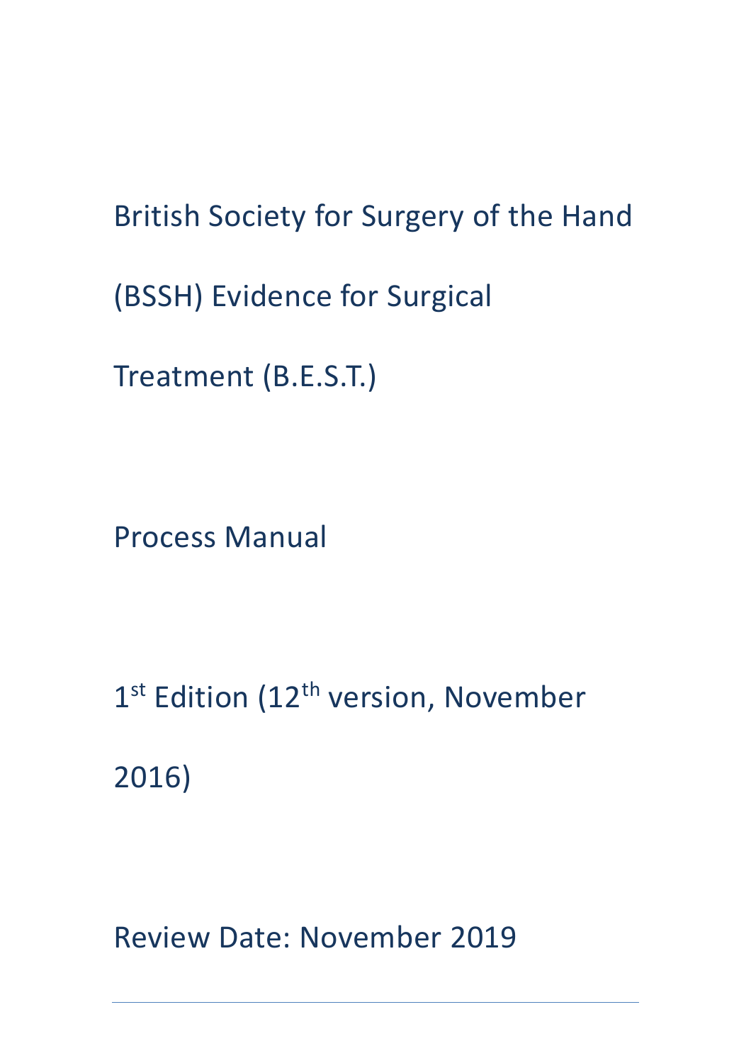# British Society for Surgery of the Hand (BSSH) Evidence for Surgical Treatment (B.E.S.T.)

## Process Manual

1st Edition (12th version, November 2016)

Review Date: November 2019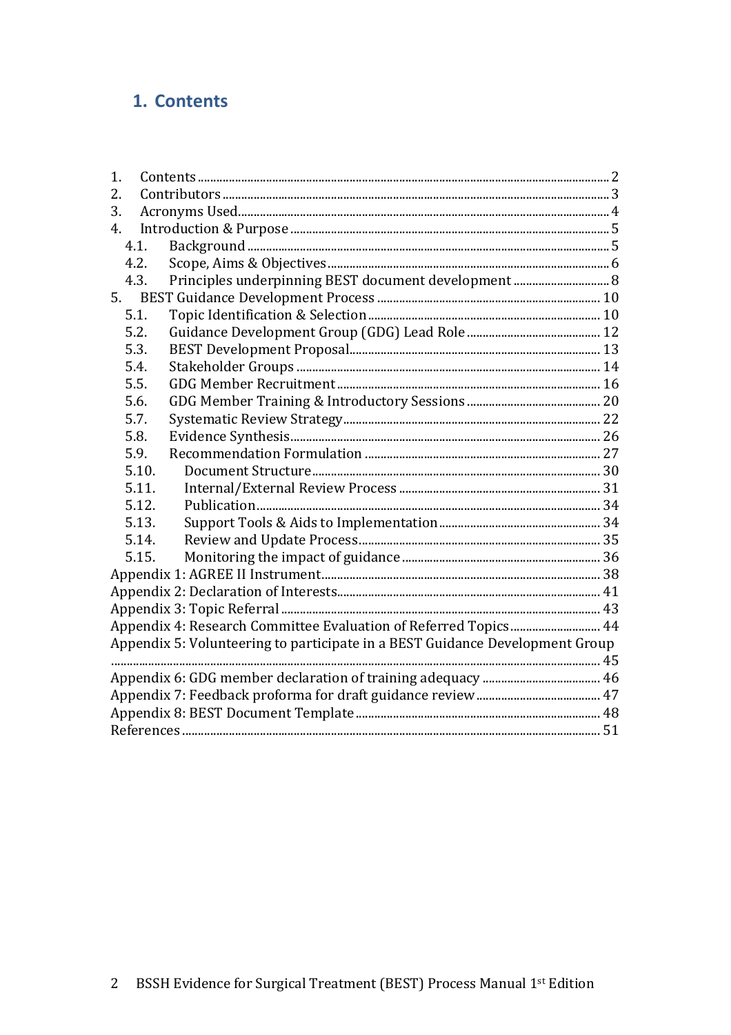# 1. Contents

1. Contents ... 2
2. Contributors ... 3
3. Acronyms Used ... 4
4. Introduction & Purpose ... 5
   - 4.1. Background ... 5
   - 4.2. Scope, Aims & Objectives ... 6
   - 4.3. Principles underpinning BEST document development ... 8
5. BEST Guidance Development Process ... 10
   - 5.1. Topic Identification & Selection ... 10
   - 5.2. Guidance Development Group (GDG) Lead Role ... 12
   - 5.3. BEST Development Proposal ... 13
   - 5.4. Stakeholder Groups ... 14
   - 5.5. GDG Member Recruitment ... 16
   - 5.6. GDG Member Training & Introductory Sessions ... 20
   - 5.7. Systematic Review Strategy ... 22
   - 5.8. Evidence Synthesis ... 26
   - 5.9. Recommendation Formulation ... 27
   - 5.10. Document Structure ... 30
   - 5.11. Internal/External Review Process ... 31
   - 5.12. Publication ... 34
   - 5.13. Support Tools & Aids to Implementation ... 34
   - 5.14. Review and Update Process ... 35
   - 5.15. Monitoring the impact of guidance ... 36

Appendix 1: AGREE II Instrument ... 38

Appendix 2: Declaration of Interests ... 41

Appendix 3: Topic Referral ... 43

Appendix 4: Research Committee Evaluation of Referred Topics ... 44

Appendix 5: Volunteering to participate in a BEST Guidance Development Group ... 45

Appendix 6: GDG member declaration of training adequacy ... 46

Appendix 7: Feedback proforma for draft guidance review ... 47

Appendix 8: BEST Document Template ... 48

References ... 51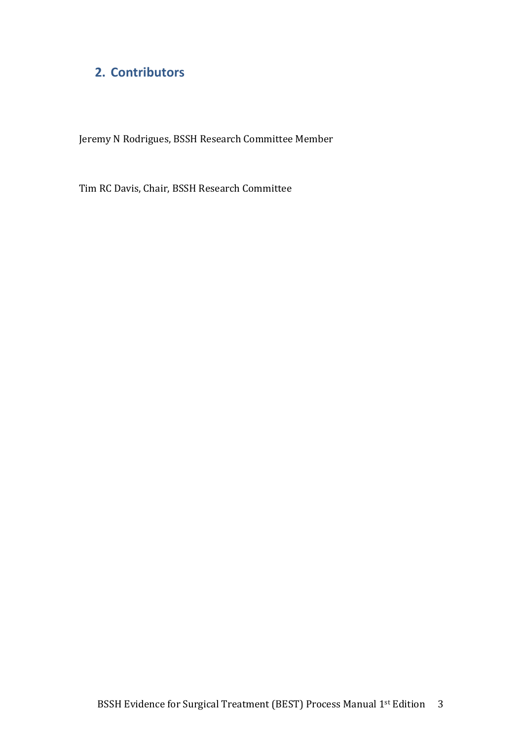## 2. Contributors

Jeremy N Rodrigues, BSSH Research Committee Member

Tim RC Davis, Chair, BSSH Research Committee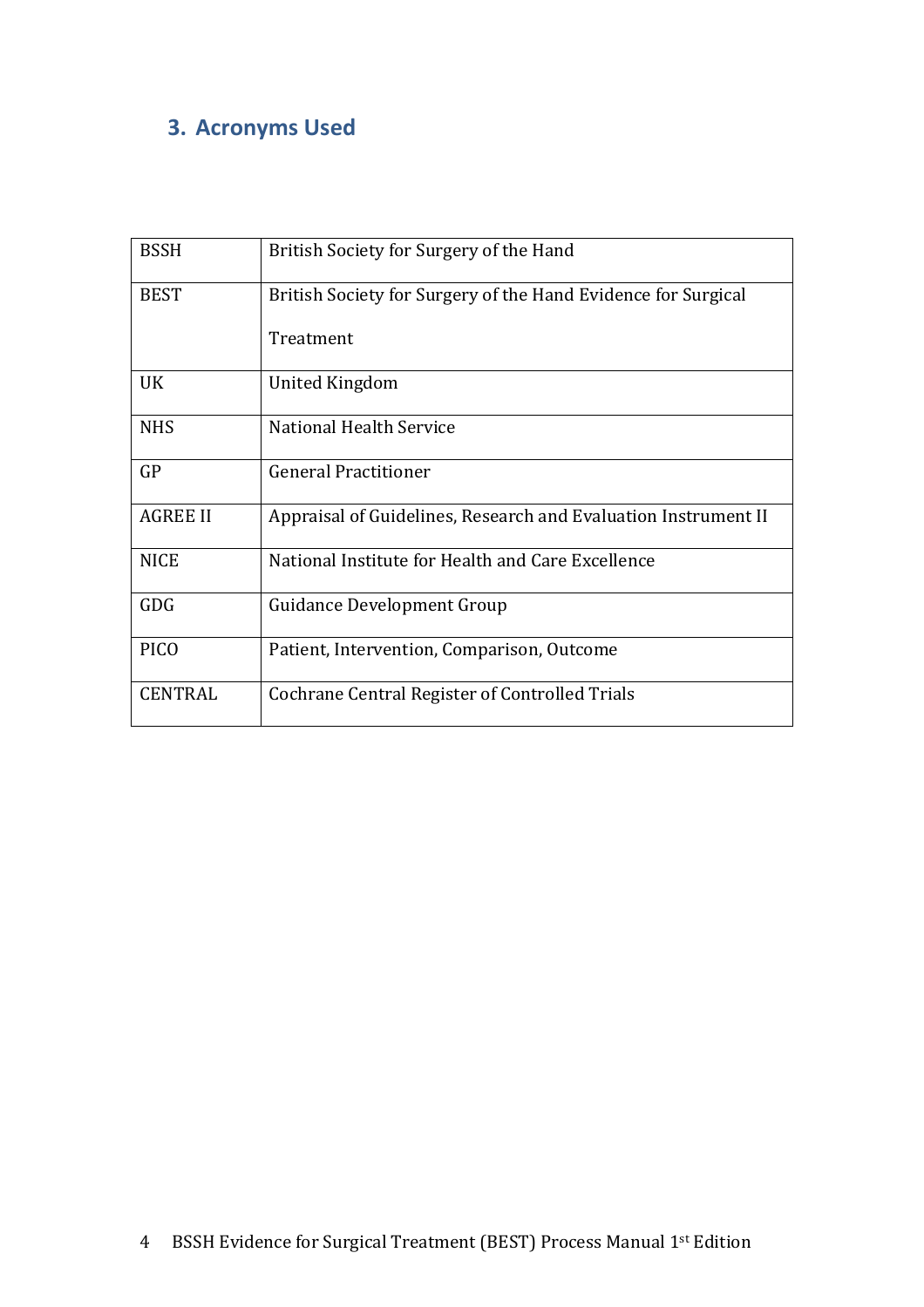## 3. Acronyms Used

| | |
|---|---|
| BSSH | British Society for Surgery of the Hand |
| BEST | British Society for Surgery of the Hand Evidence for Surgical Treatment |
| UK | United Kingdom |
| NHS | National Health Service |
| GP | General Practitioner |
| AGREE II | Appraisal of Guidelines, Research and Evaluation Instrument II |
| NICE | National Institute for Health and Care Excellence |
| GDG | Guidance Development Group |
| PICO | Patient, Intervention, Comparison, Outcome |
| CENTRAL | Cochrane Central Register of Controlled Trials |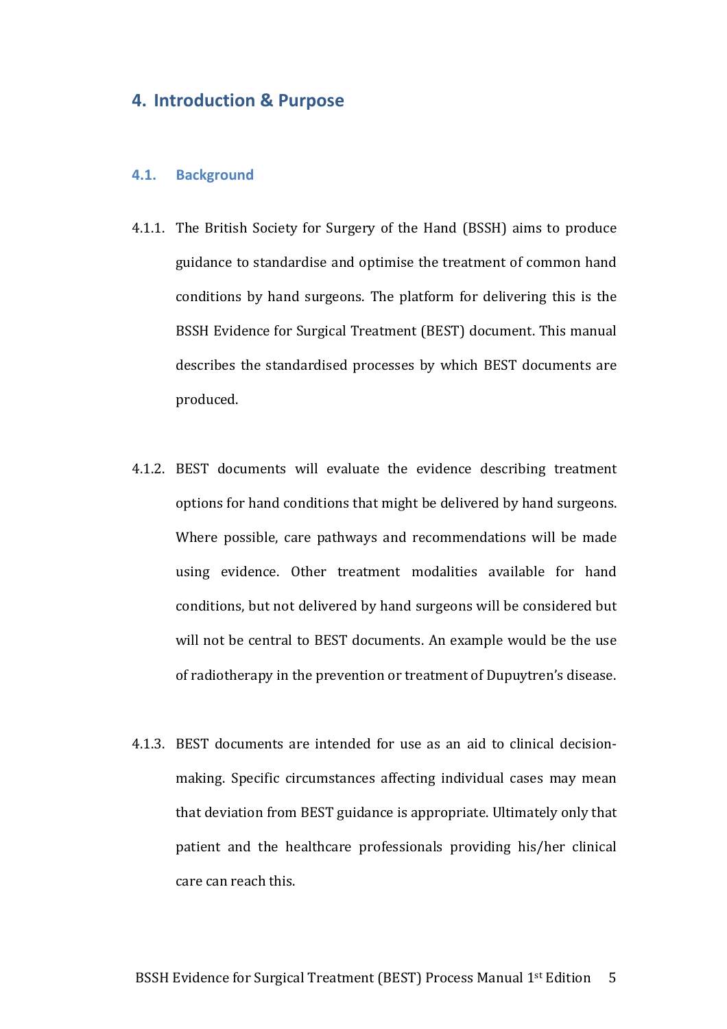# 4. Introduction & Purpose

## 4.1. Background

4.1.1. The British Society for Surgery of the Hand (BSSH) aims to produce guidance to standardise and optimise the treatment of common hand conditions by hand surgeons. The platform for delivering this is the BSSH Evidence for Surgical Treatment (BEST) document. This manual describes the standardised processes by which BEST documents are produced.

4.1.2. BEST documents will evaluate the evidence describing treatment options for hand conditions that might be delivered by hand surgeons. Where possible, care pathways and recommendations will be made using evidence. Other treatment modalities available for hand conditions, but not delivered by hand surgeons will be considered but will not be central to BEST documents. An example would be the use of radiotherapy in the prevention or treatment of Dupuytren's disease.

4.1.3. BEST documents are intended for use as an aid to clinical decision-making. Specific circumstances affecting individual cases may mean that deviation from BEST guidance is appropriate. Ultimately only that patient and the healthcare professionals providing his/her clinical care can reach this.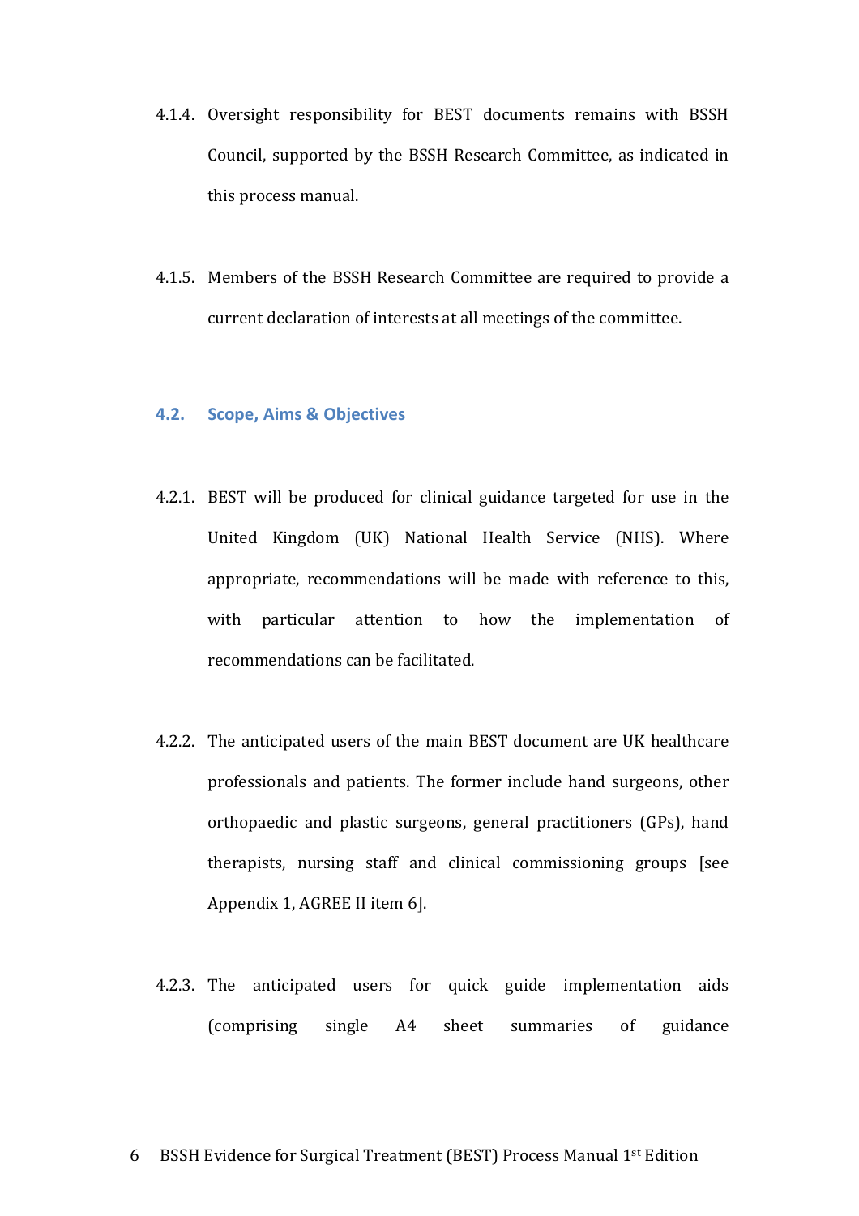4.1.4. Oversight responsibility for BEST documents remains with BSSH Council, supported by the BSSH Research Committee, as indicated in this process manual.

4.1.5. Members of the BSSH Research Committee are required to provide a current declaration of interests at all meetings of the committee.

## 4.2. Scope, Aims & Objectives

4.2.1. BEST will be produced for clinical guidance targeted for use in the United Kingdom (UK) National Health Service (NHS). Where appropriate, recommendations will be made with reference to this, with particular attention to how the implementation of recommendations can be facilitated.

4.2.2. The anticipated users of the main BEST document are UK healthcare professionals and patients. The former include hand surgeons, other orthopaedic and plastic surgeons, general practitioners (GPs), hand therapists, nursing staff and clinical commissioning groups [see Appendix 1, AGREE II item 6].

4.2.3. The anticipated users for quick guide implementation aids (comprising single A4 sheet summaries of guidance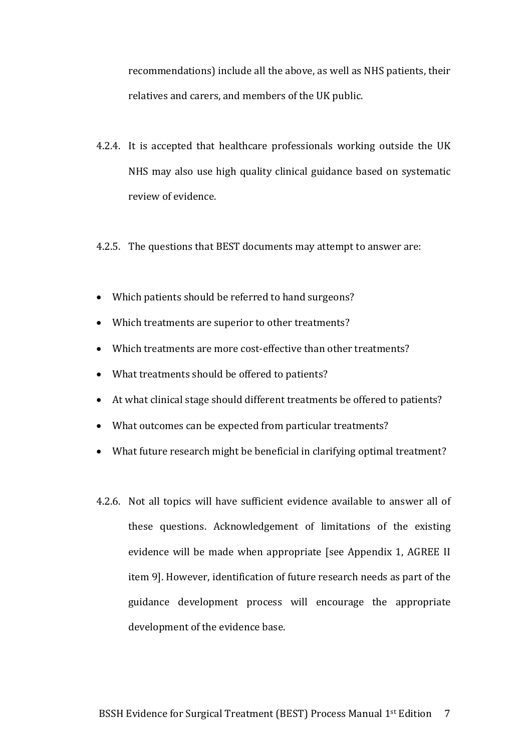recommendations) include all the above, as well as NHS patients, their relatives and carers, and members of the UK public.

4.2.4. It is accepted that healthcare professionals working outside the UK NHS may also use high quality clinical guidance based on systematic review of evidence.

4.2.5. The questions that BEST documents may attempt to answer are:

- Which patients should be referred to hand surgeons?
- Which treatments are superior to other treatments?
- Which treatments are more cost-effective than other treatments?
- What treatments should be offered to patients?
- At what clinical stage should different treatments be offered to patients?
- What outcomes can be expected from particular treatments?
- What future research might be beneficial in clarifying optimal treatment?

4.2.6. Not all topics will have sufficient evidence available to answer all of these questions. Acknowledgement of limitations of the existing evidence will be made when appropriate [see Appendix 1, AGREE II item 9]. However, identification of future research needs as part of the guidance development process will encourage the appropriate development of the evidence base.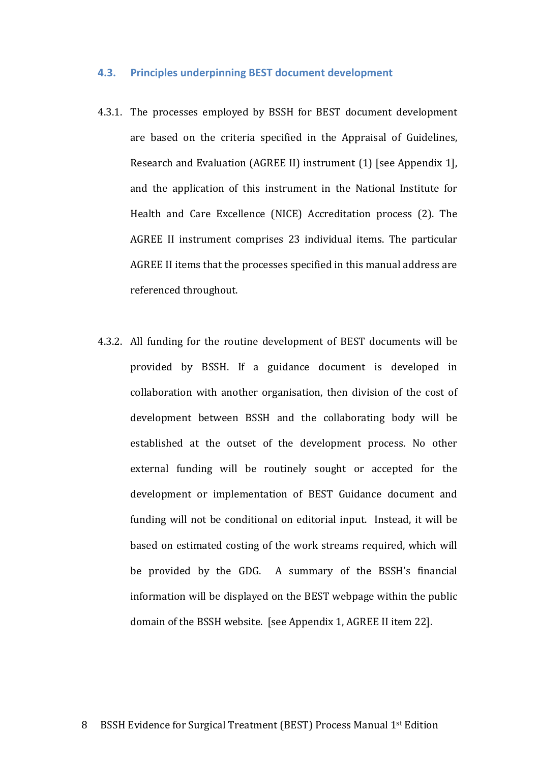### 4.3. Principles underpinning BEST document development

4.3.1. The processes employed by BSSH for BEST document development are based on the criteria specified in the Appraisal of Guidelines, Research and Evaluation (AGREE II) instrument (1) [see Appendix 1], and the application of this instrument in the National Institute for Health and Care Excellence (NICE) Accreditation process (2). The AGREE II instrument comprises 23 individual items. The particular AGREE II items that the processes specified in this manual address are referenced throughout.

4.3.2. All funding for the routine development of BEST documents will be provided by BSSH. If a guidance document is developed in collaboration with another organisation, then division of the cost of development between BSSH and the collaborating body will be established at the outset of the development process. No other external funding will be routinely sought or accepted for the development or implementation of BEST Guidance document and funding will not be conditional on editorial input. Instead, it will be based on estimated costing of the work streams required, which will be provided by the GDG. A summary of the BSSH's financial information will be displayed on the BEST webpage within the public domain of the BSSH website. [see Appendix 1, AGREE II item 22].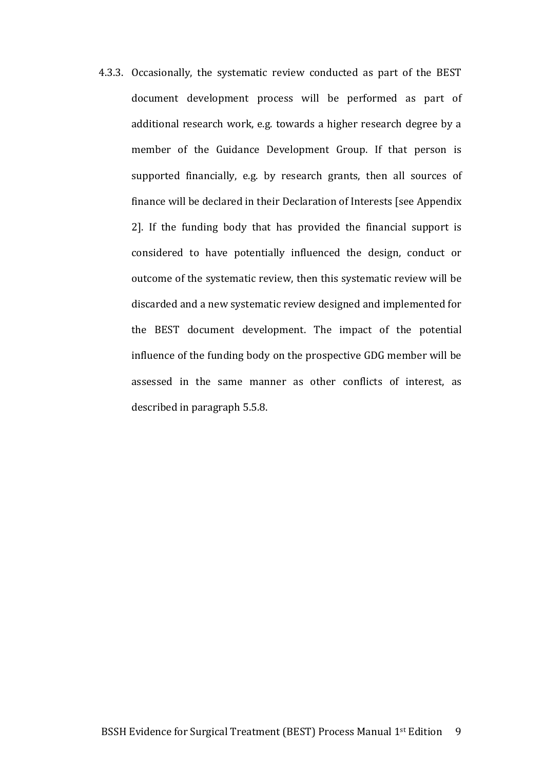4.3.3. Occasionally, the systematic review conducted as part of the BEST document development process will be performed as part of additional research work, e.g. towards a higher research degree by a member of the Guidance Development Group. If that person is supported financially, e.g. by research grants, then all sources of finance will be declared in their Declaration of Interests [see Appendix 2]. If the funding body that has provided the financial support is considered to have potentially influenced the design, conduct or outcome of the systematic review, then this systematic review will be discarded and a new systematic review designed and implemented for the BEST document development. The impact of the potential influence of the funding body on the prospective GDG member will be assessed in the same manner as other conflicts of interest, as described in paragraph 5.5.8.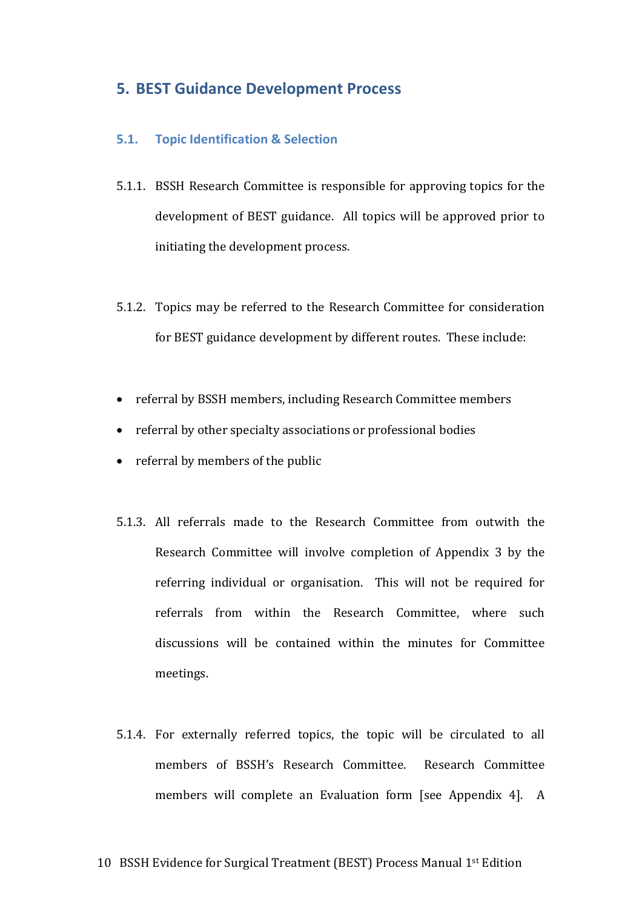# 5. BEST Guidance Development Process

## 5.1. Topic Identification & Selection

5.1.1. BSSH Research Committee is responsible for approving topics for the development of BEST guidance. All topics will be approved prior to initiating the development process.

5.1.2. Topics may be referred to the Research Committee for consideration for BEST guidance development by different routes. These include:

- referral by BSSH members, including Research Committee members
- referral by other specialty associations or professional bodies
- referral by members of the public

5.1.3. All referrals made to the Research Committee from outwith the Research Committee will involve completion of Appendix 3 by the referring individual or organisation. This will not be required for referrals from within the Research Committee, where such discussions will be contained within the minutes for Committee meetings.

5.1.4. For externally referred topics, the topic will be circulated to all members of BSSH's Research Committee. Research Committee members will complete an Evaluation form [see Appendix 4]. A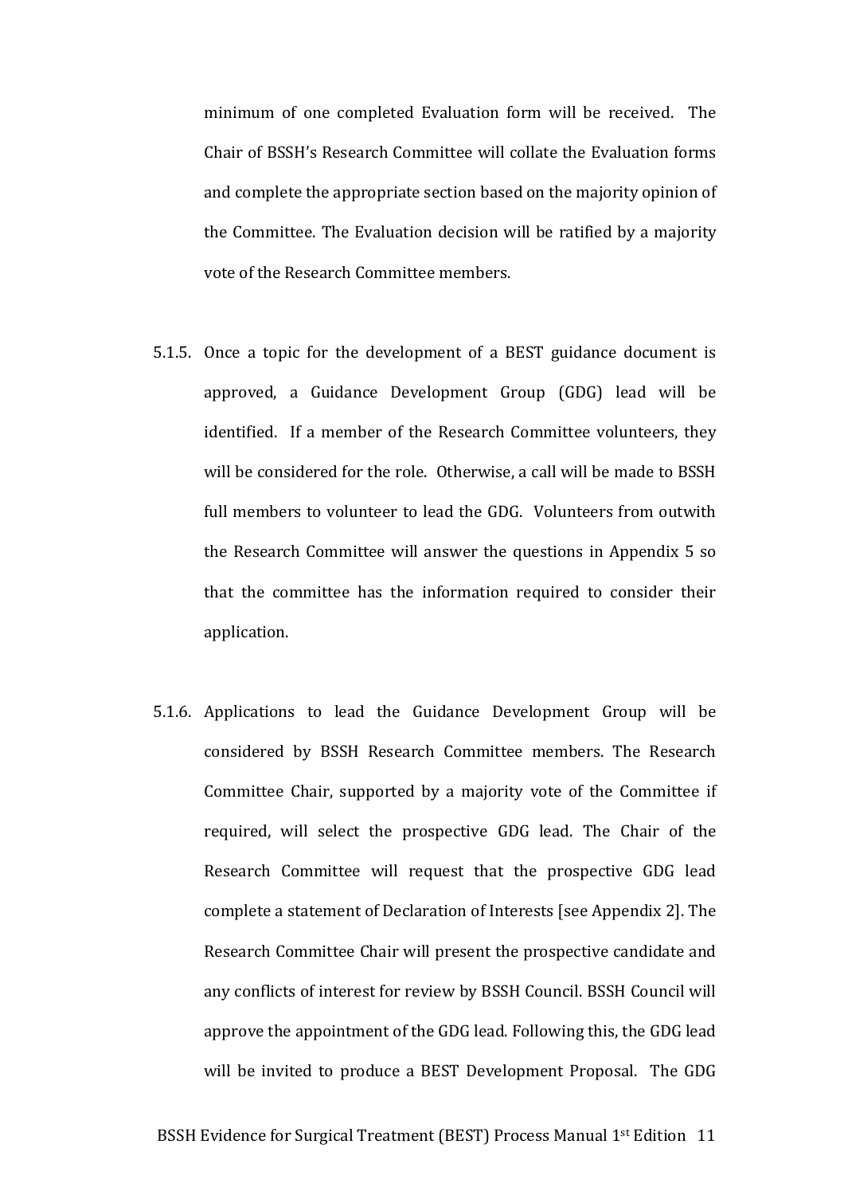minimum of one completed Evaluation form will be received. The Chair of BSSH's Research Committee will collate the Evaluation forms and complete the appropriate section based on the majority opinion of the Committee. The Evaluation decision will be ratified by a majority vote of the Research Committee members.

5.1.5. Once a topic for the development of a BEST guidance document is approved, a Guidance Development Group (GDG) lead will be identified. If a member of the Research Committee volunteers, they will be considered for the role. Otherwise, a call will be made to BSSH full members to volunteer to lead the GDG. Volunteers from outwith the Research Committee will answer the questions in Appendix 5 so that the committee has the information required to consider their application.

5.1.6. Applications to lead the Guidance Development Group will be considered by BSSH Research Committee members. The Research Committee Chair, supported by a majority vote of the Committee if required, will select the prospective GDG lead. The Chair of the Research Committee will request that the prospective GDG lead complete a statement of Declaration of Interests [see Appendix 2]. The Research Committee Chair will present the prospective candidate and any conflicts of interest for review by BSSH Council. BSSH Council will approve the appointment of the GDG lead. Following this, the GDG lead will be invited to produce a BEST Development Proposal. The GDG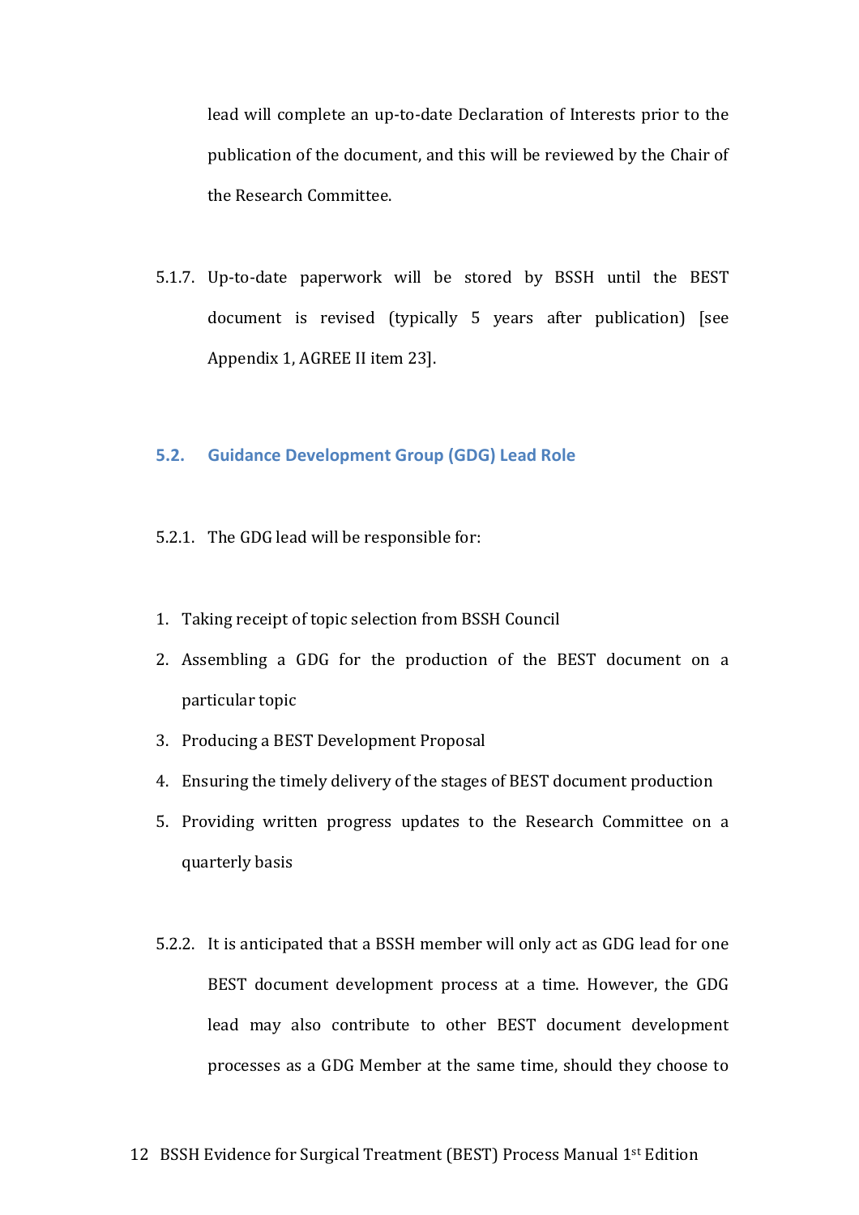lead will complete an up-to-date Declaration of Interests prior to the publication of the document, and this will be reviewed by the Chair of the Research Committee.

5.1.7. Up-to-date paperwork will be stored by BSSH until the BEST document is revised (typically 5 years after publication) [see Appendix 1, AGREE II item 23].

## 5.2. Guidance Development Group (GDG) Lead Role

5.2.1. The GDG lead will be responsible for:

1. Taking receipt of topic selection from BSSH Council
2. Assembling a GDG for the production of the BEST document on a particular topic
3. Producing a BEST Development Proposal
4. Ensuring the timely delivery of the stages of BEST document production
5. Providing written progress updates to the Research Committee on a quarterly basis

5.2.2. It is anticipated that a BSSH member will only act as GDG lead for one BEST document development process at a time. However, the GDG lead may also contribute to other BEST document development processes as a GDG Member at the same time, should they choose to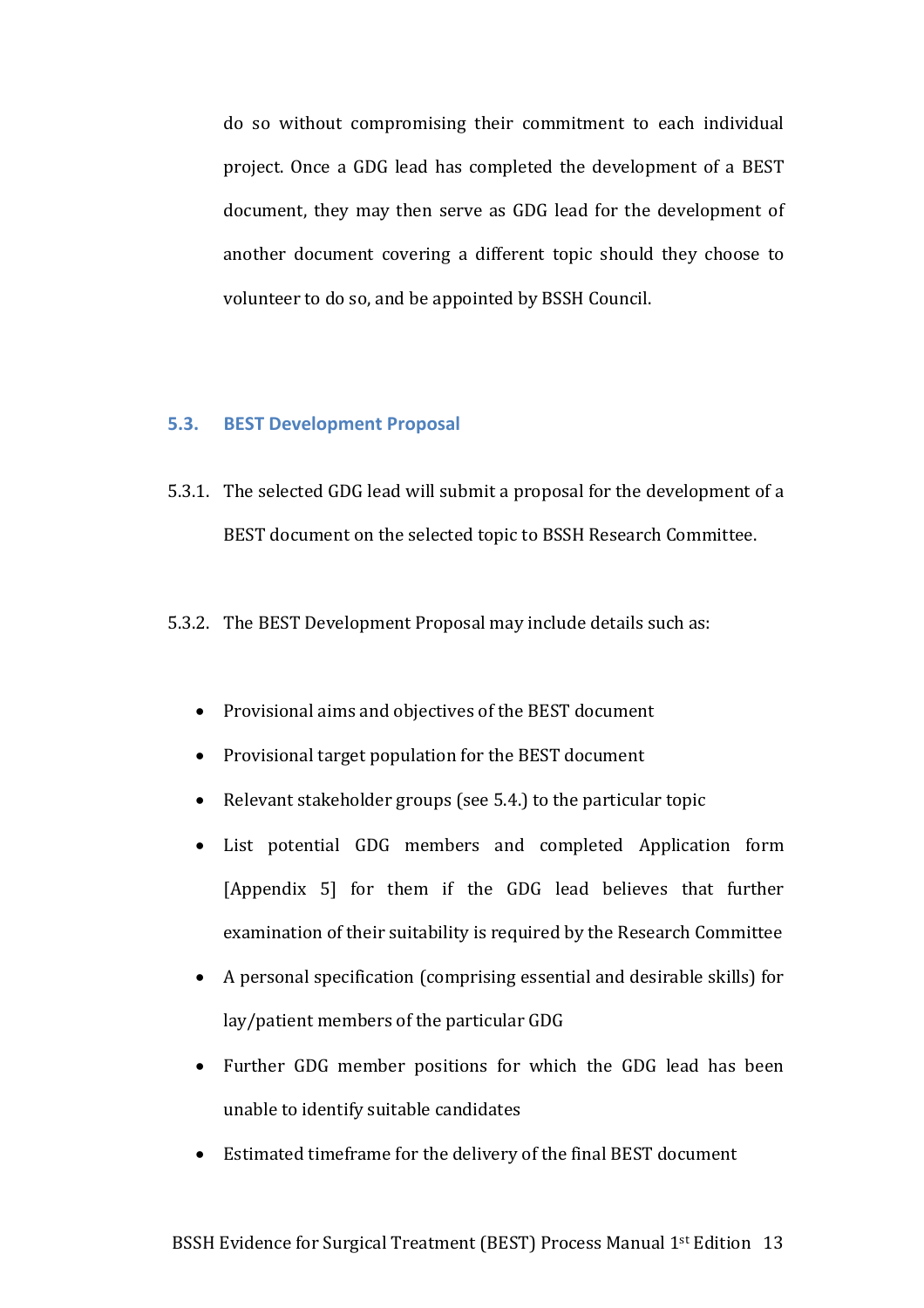do so without compromising their commitment to each individual project. Once a GDG lead has completed the development of a BEST document, they may then serve as GDG lead for the development of another document covering a different topic should they choose to volunteer to do so, and be appointed by BSSH Council.

### 5.3. BEST Development Proposal

5.3.1. The selected GDG lead will submit a proposal for the development of a BEST document on the selected topic to BSSH Research Committee.

5.3.2. The BEST Development Proposal may include details such as:

- Provisional aims and objectives of the BEST document
- Provisional target population for the BEST document
- Relevant stakeholder groups (see 5.4.) to the particular topic
- List potential GDG members and completed Application form [Appendix 5] for them if the GDG lead believes that further examination of their suitability is required by the Research Committee
- A personal specification (comprising essential and desirable skills) for lay/patient members of the particular GDG
- Further GDG member positions for which the GDG lead has been unable to identify suitable candidates
- Estimated timeframe for the delivery of the final BEST document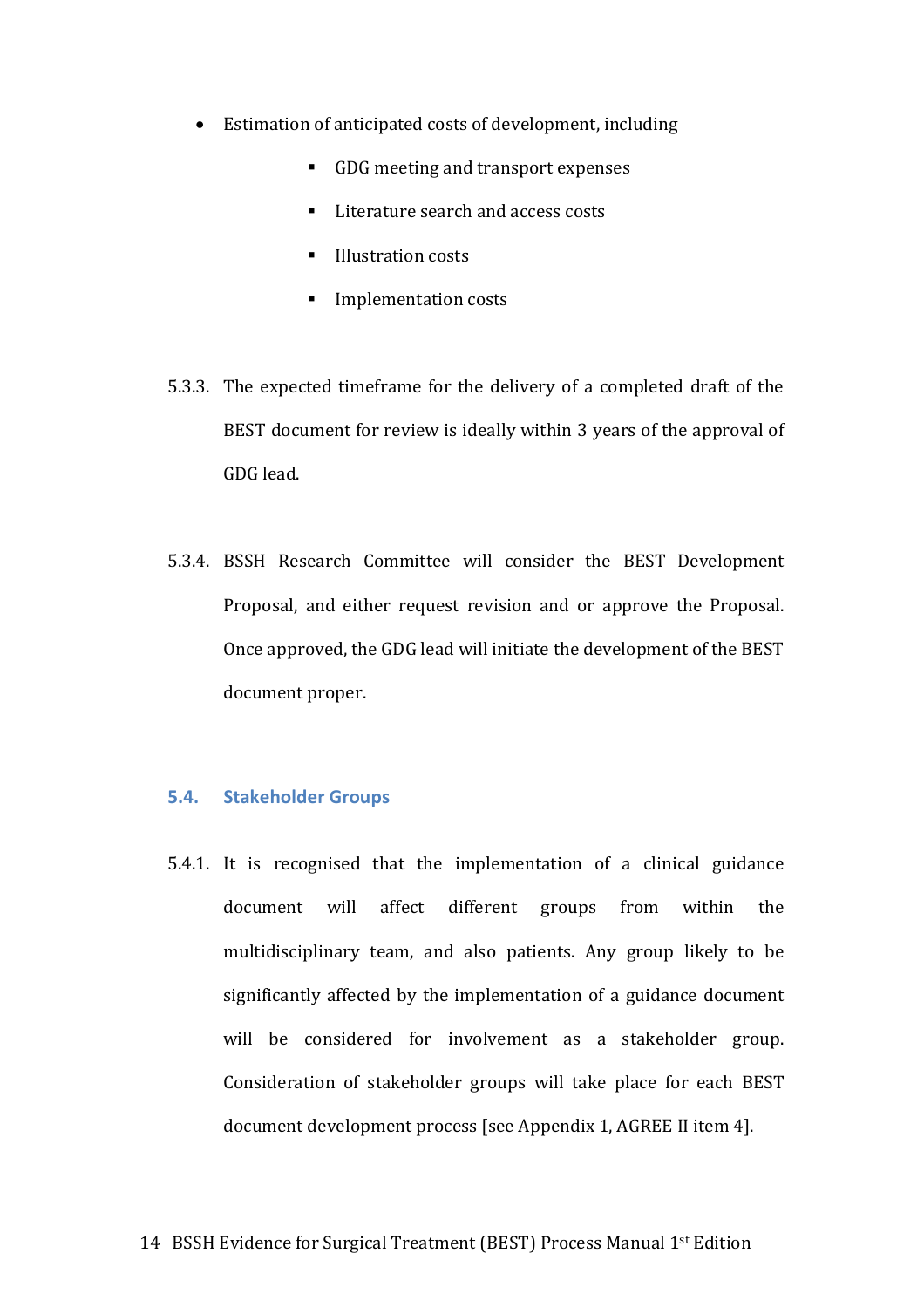- Estimation of anticipated costs of development, including
    - GDG meeting and transport expenses
    - Literature search and access costs
    - Illustration costs
    - Implementation costs

5.3.3. The expected timeframe for the delivery of a completed draft of the BEST document for review is ideally within 3 years of the approval of GDG lead.

5.3.4. BSSH Research Committee will consider the BEST Development Proposal, and either request revision and or approve the Proposal. Once approved, the GDG lead will initiate the development of the BEST document proper.

### 5.4. Stakeholder Groups

5.4.1. It is recognised that the implementation of a clinical guidance document will affect different groups from within the multidisciplinary team, and also patients. Any group likely to be significantly affected by the implementation of a guidance document will be considered for involvement as a stakeholder group. Consideration of stakeholder groups will take place for each BEST document development process [see Appendix 1, AGREE II item 4].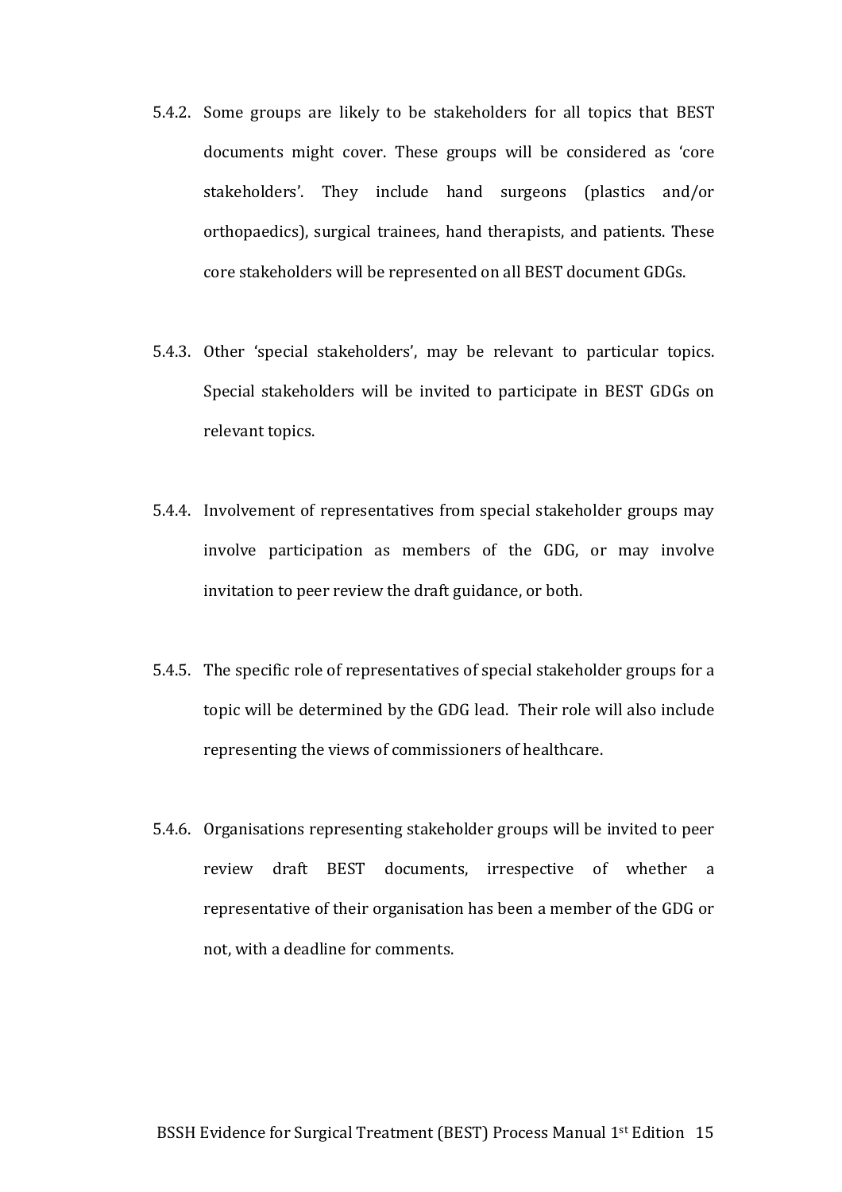5.4.2. Some groups are likely to be stakeholders for all topics that BEST documents might cover. These groups will be considered as 'core stakeholders'. They include hand surgeons (plastics and/or orthopaedics), surgical trainees, hand therapists, and patients. These core stakeholders will be represented on all BEST document GDGs.

5.4.3. Other 'special stakeholders', may be relevant to particular topics. Special stakeholders will be invited to participate in BEST GDGs on relevant topics.

5.4.4. Involvement of representatives from special stakeholder groups may involve participation as members of the GDG, or may involve invitation to peer review the draft guidance, or both.

5.4.5. The specific role of representatives of special stakeholder groups for a topic will be determined by the GDG lead. Their role will also include representing the views of commissioners of healthcare.

5.4.6. Organisations representing stakeholder groups will be invited to peer review draft BEST documents, irrespective of whether a representative of their organisation has been a member of the GDG or not, with a deadline for comments.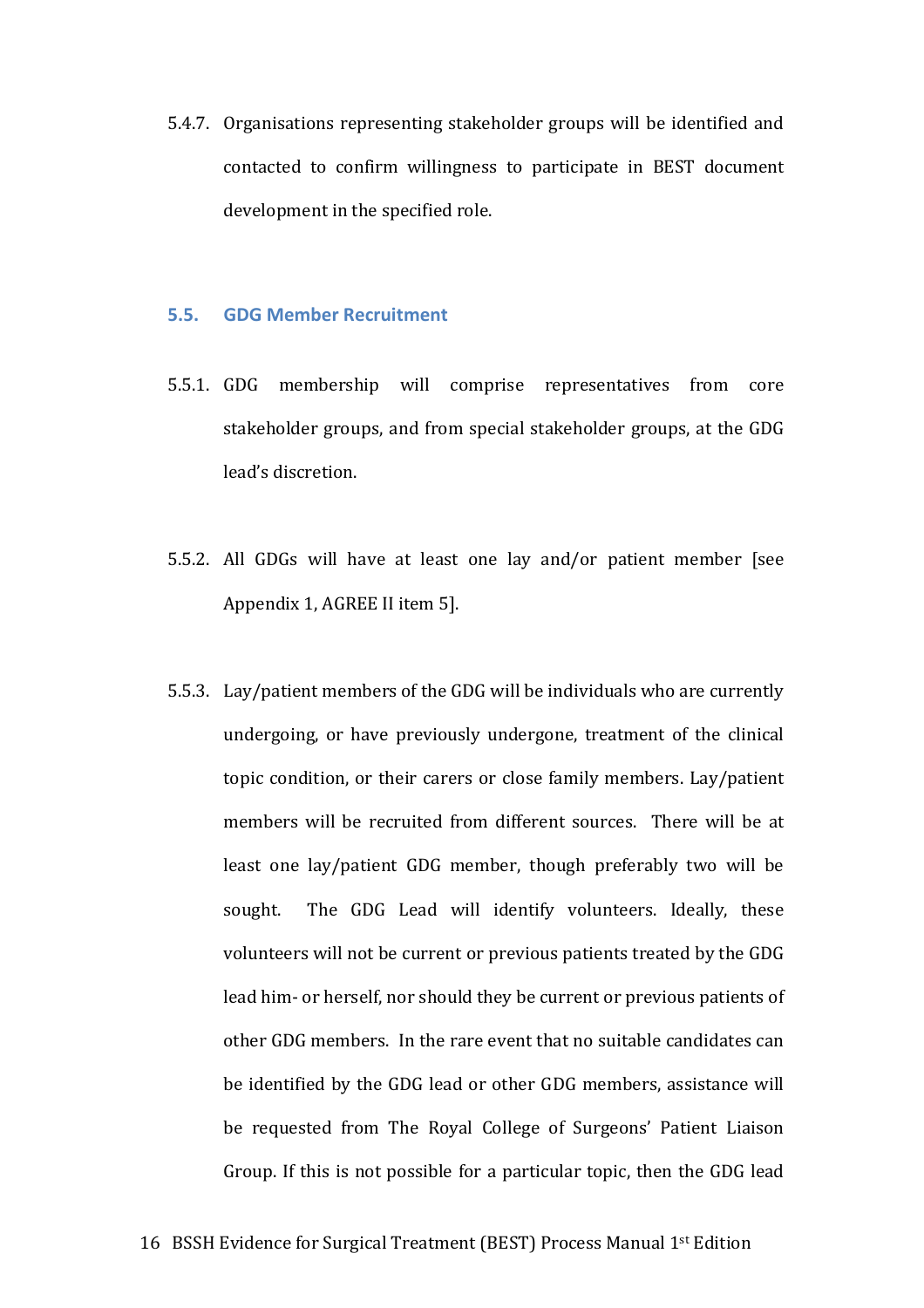5.4.7. Organisations representing stakeholder groups will be identified and contacted to confirm willingness to participate in BEST document development in the specified role.

### 5.5. GDG Member Recruitment

5.5.1. GDG membership will comprise representatives from core stakeholder groups, and from special stakeholder groups, at the GDG lead's discretion.

5.5.2. All GDGs will have at least one lay and/or patient member [see Appendix 1, AGREE II item 5].

5.5.3. Lay/patient members of the GDG will be individuals who are currently undergoing, or have previously undergone, treatment of the clinical topic condition, or their carers or close family members. Lay/patient members will be recruited from different sources. There will be at least one lay/patient GDG member, though preferably two will be sought. The GDG Lead will identify volunteers. Ideally, these volunteers will not be current or previous patients treated by the GDG lead him- or herself, nor should they be current or previous patients of other GDG members. In the rare event that no suitable candidates can be identified by the GDG lead or other GDG members, assistance will be requested from The Royal College of Surgeons' Patient Liaison Group. If this is not possible for a particular topic, then the GDG lead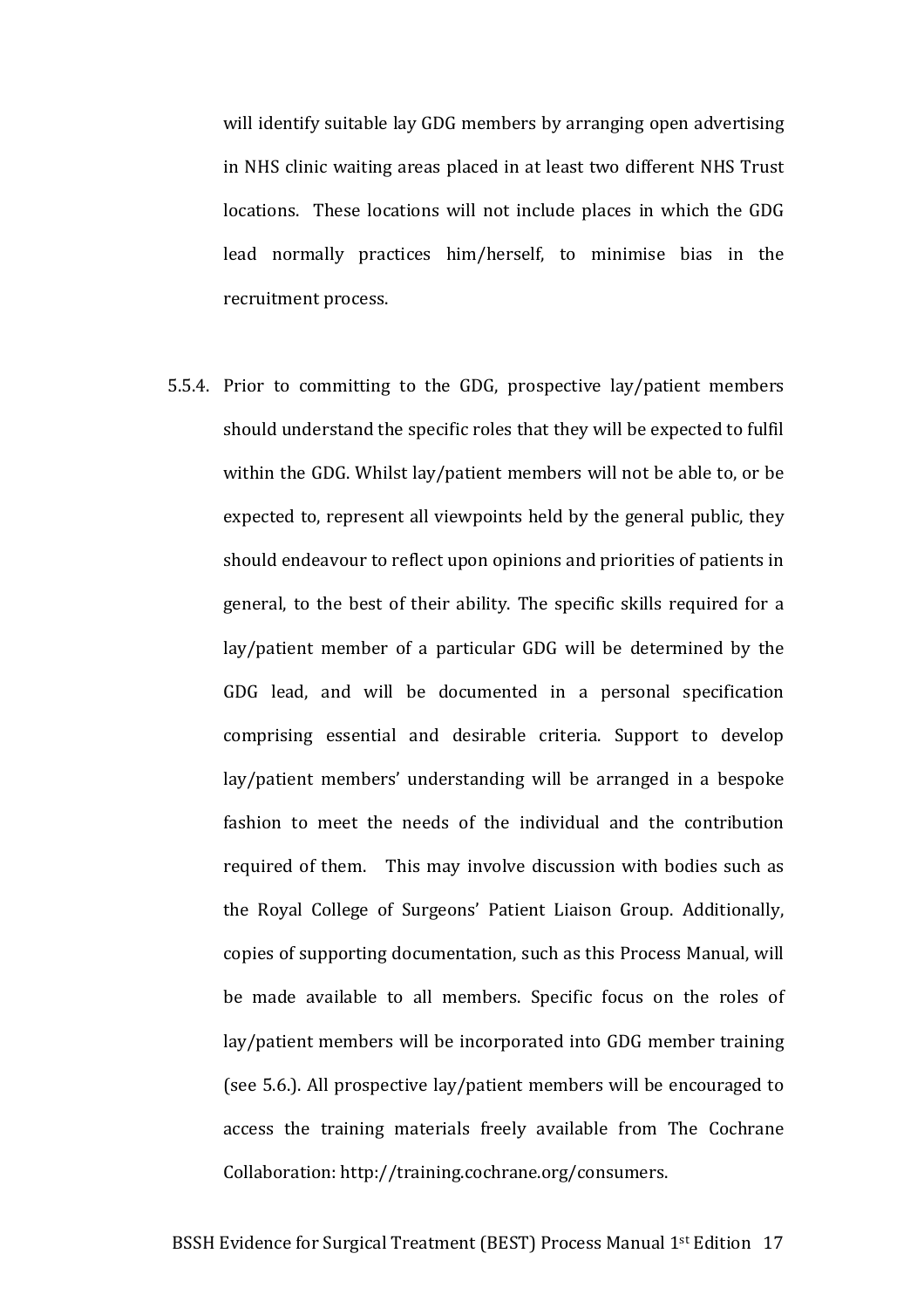will identify suitable lay GDG members by arranging open advertising in NHS clinic waiting areas placed in at least two different NHS Trust locations. These locations will not include places in which the GDG lead normally practices him/herself, to minimise bias in the recruitment process.

5.5.4. Prior to committing to the GDG, prospective lay/patient members should understand the specific roles that they will be expected to fulfil within the GDG. Whilst lay/patient members will not be able to, or be expected to, represent all viewpoints held by the general public, they should endeavour to reflect upon opinions and priorities of patients in general, to the best of their ability. The specific skills required for a lay/patient member of a particular GDG will be determined by the GDG lead, and will be documented in a personal specification comprising essential and desirable criteria. Support to develop lay/patient members' understanding will be arranged in a bespoke fashion to meet the needs of the individual and the contribution required of them. This may involve discussion with bodies such as the Royal College of Surgeons' Patient Liaison Group. Additionally, copies of supporting documentation, such as this Process Manual, will be made available to all members. Specific focus on the roles of lay/patient members will be incorporated into GDG member training (see 5.6.). All prospective lay/patient members will be encouraged to access the training materials freely available from The Cochrane Collaboration: http://training.cochrane.org/consumers.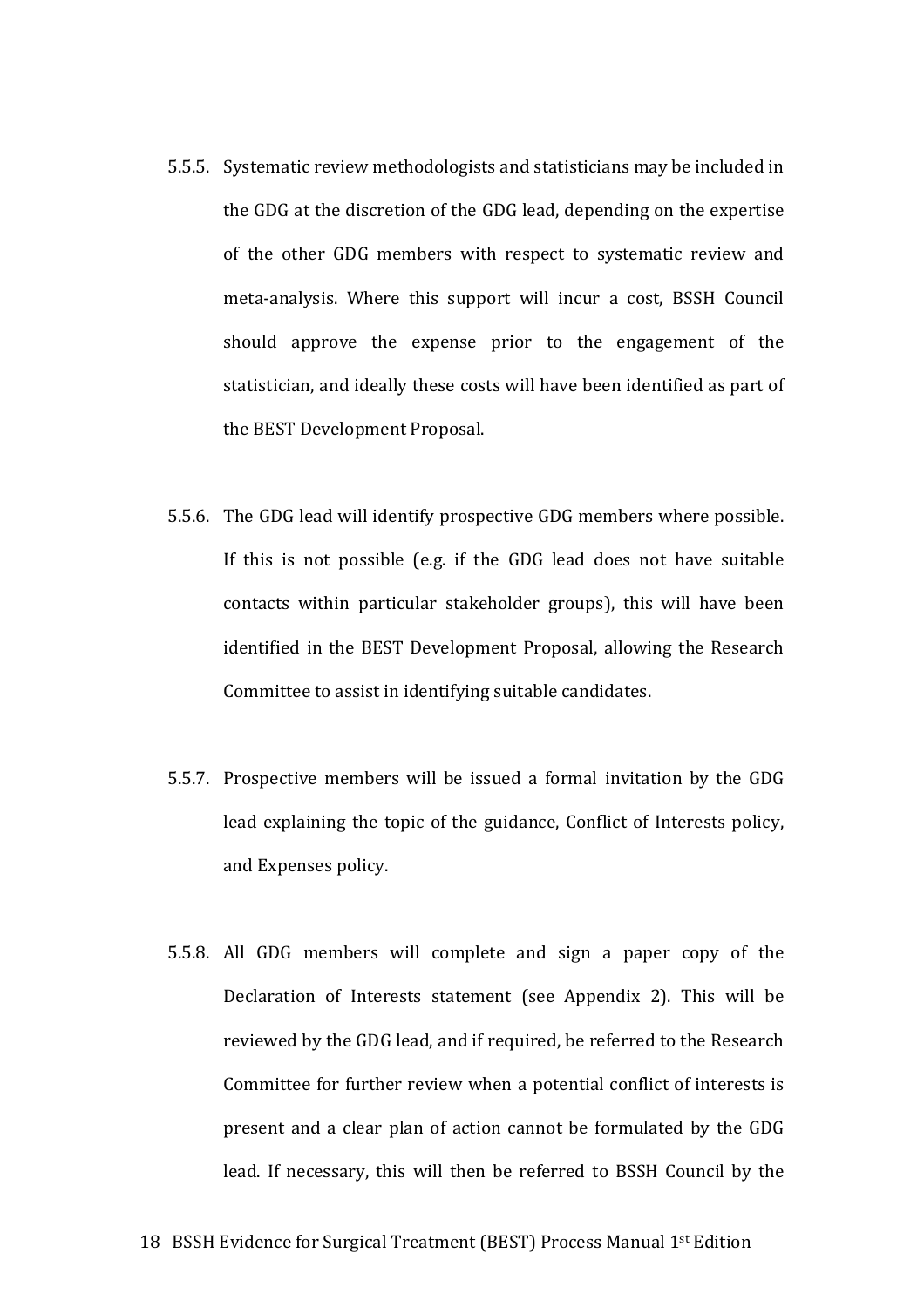5.5.5. Systematic review methodologists and statisticians may be included in the GDG at the discretion of the GDG lead, depending on the expertise of the other GDG members with respect to systematic review and meta-analysis. Where this support will incur a cost, BSSH Council should approve the expense prior to the engagement of the statistician, and ideally these costs will have been identified as part of the BEST Development Proposal.

5.5.6. The GDG lead will identify prospective GDG members where possible. If this is not possible (e.g. if the GDG lead does not have suitable contacts within particular stakeholder groups), this will have been identified in the BEST Development Proposal, allowing the Research Committee to assist in identifying suitable candidates.

5.5.7. Prospective members will be issued a formal invitation by the GDG lead explaining the topic of the guidance, Conflict of Interests policy, and Expenses policy.

5.5.8. All GDG members will complete and sign a paper copy of the Declaration of Interests statement (see Appendix 2). This will be reviewed by the GDG lead, and if required, be referred to the Research Committee for further review when a potential conflict of interests is present and a clear plan of action cannot be formulated by the GDG lead. If necessary, this will then be referred to BSSH Council by the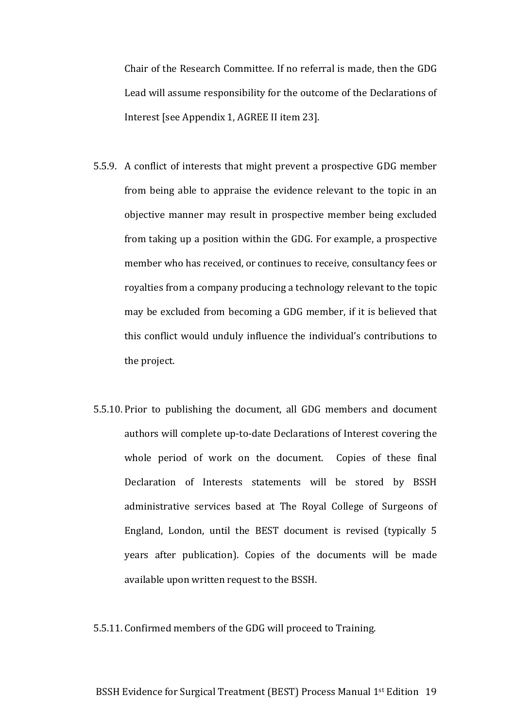Chair of the Research Committee. If no referral is made, then the GDG Lead will assume responsibility for the outcome of the Declarations of Interest [see Appendix 1, AGREE II item 23].

5.5.9. A conflict of interests that might prevent a prospective GDG member from being able to appraise the evidence relevant to the topic in an objective manner may result in prospective member being excluded from taking up a position within the GDG. For example, a prospective member who has received, or continues to receive, consultancy fees or royalties from a company producing a technology relevant to the topic may be excluded from becoming a GDG member, if it is believed that this conflict would unduly influence the individual's contributions to the project.

5.5.10. Prior to publishing the document, all GDG members and document authors will complete up-to-date Declarations of Interest covering the whole period of work on the document. Copies of these final Declaration of Interests statements will be stored by BSSH administrative services based at The Royal College of Surgeons of England, London, until the BEST document is revised (typically 5 years after publication). Copies of the documents will be made available upon written request to the BSSH.

5.5.11. Confirmed members of the GDG will proceed to Training.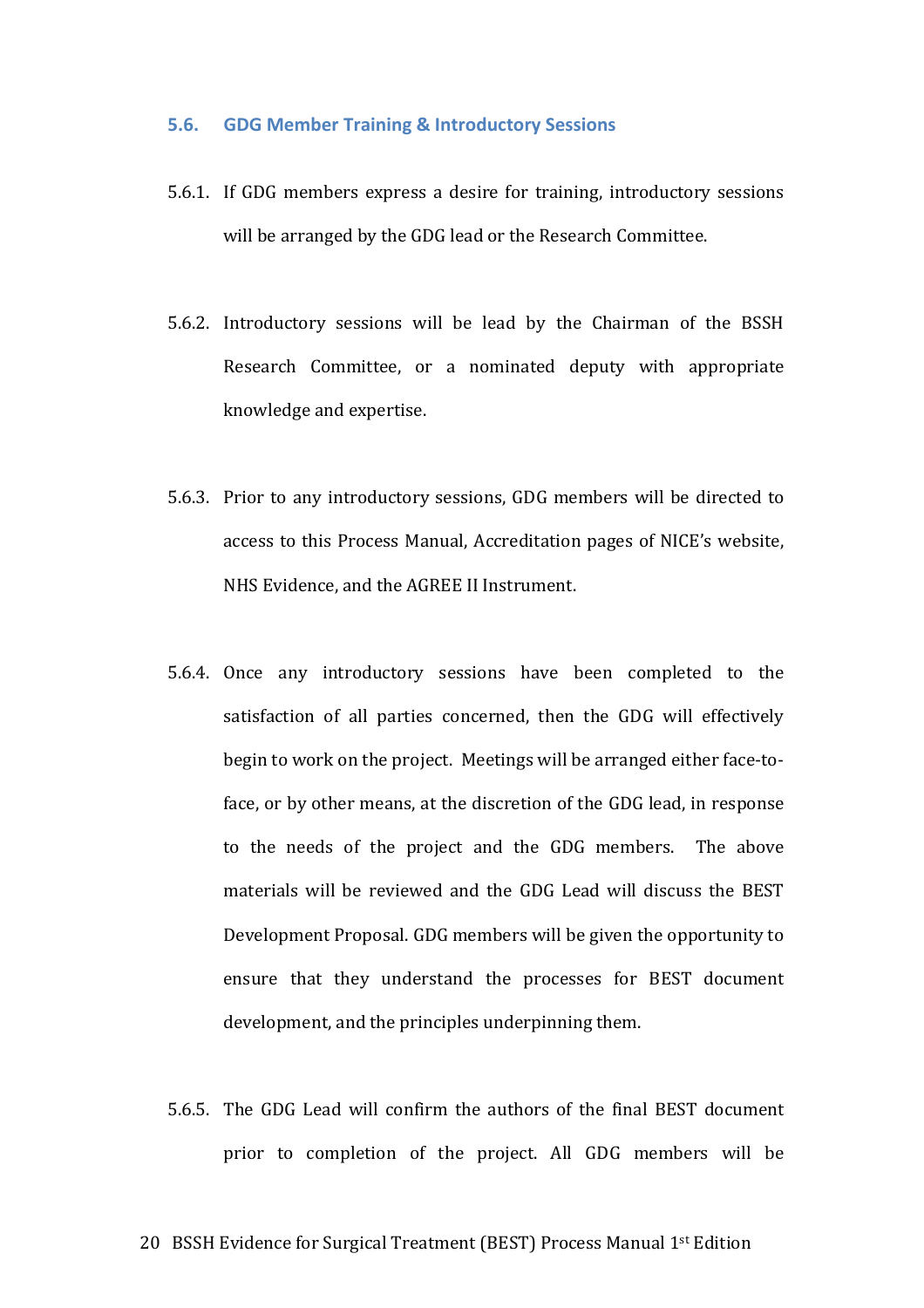### 5.6. GDG Member Training & Introductory Sessions

5.6.1. If GDG members express a desire for training, introductory sessions will be arranged by the GDG lead or the Research Committee.

5.6.2. Introductory sessions will be lead by the Chairman of the BSSH Research Committee, or a nominated deputy with appropriate knowledge and expertise.

5.6.3. Prior to any introductory sessions, GDG members will be directed to access to this Process Manual, Accreditation pages of NICE's website, NHS Evidence, and the AGREE II Instrument.

5.6.4. Once any introductory sessions have been completed to the satisfaction of all parties concerned, then the GDG will effectively begin to work on the project. Meetings will be arranged either face-to-face, or by other means, at the discretion of the GDG lead, in response to the needs of the project and the GDG members. The above materials will be reviewed and the GDG Lead will discuss the BEST Development Proposal. GDG members will be given the opportunity to ensure that they understand the processes for BEST document development, and the principles underpinning them.

5.6.5. The GDG Lead will confirm the authors of the final BEST document prior to completion of the project. All GDG members will be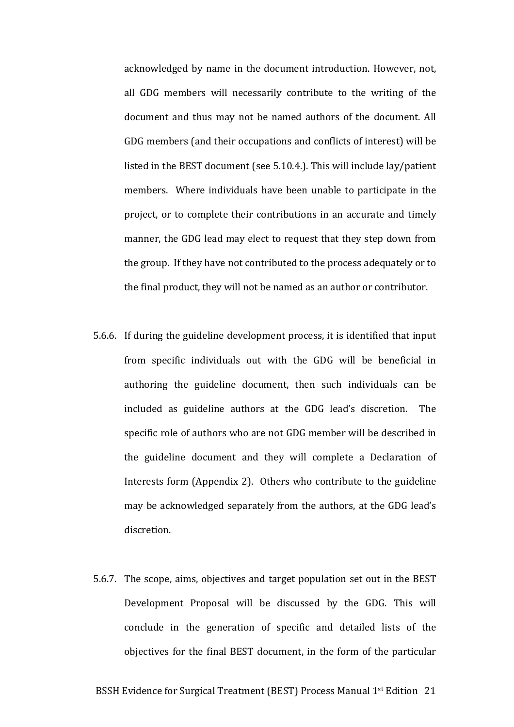acknowledged by name in the document introduction. However, not, all GDG members will necessarily contribute to the writing of the document and thus may not be named authors of the document. All GDG members (and their occupations and conflicts of interest) will be listed in the BEST document (see 5.10.4.). This will include lay/patient members. Where individuals have been unable to participate in the project, or to complete their contributions in an accurate and timely manner, the GDG lead may elect to request that they step down from the group. If they have not contributed to the process adequately or to the final product, they will not be named as an author or contributor.

5.6.6. If during the guideline development process, it is identified that input from specific individuals out with the GDG will be beneficial in authoring the guideline document, then such individuals can be included as guideline authors at the GDG lead's discretion. The specific role of authors who are not GDG member will be described in the guideline document and they will complete a Declaration of Interests form (Appendix 2). Others who contribute to the guideline may be acknowledged separately from the authors, at the GDG lead's discretion.

5.6.7. The scope, aims, objectives and target population set out in the BEST Development Proposal will be discussed by the GDG. This will conclude in the generation of specific and detailed lists of the objectives for the final BEST document, in the form of the particular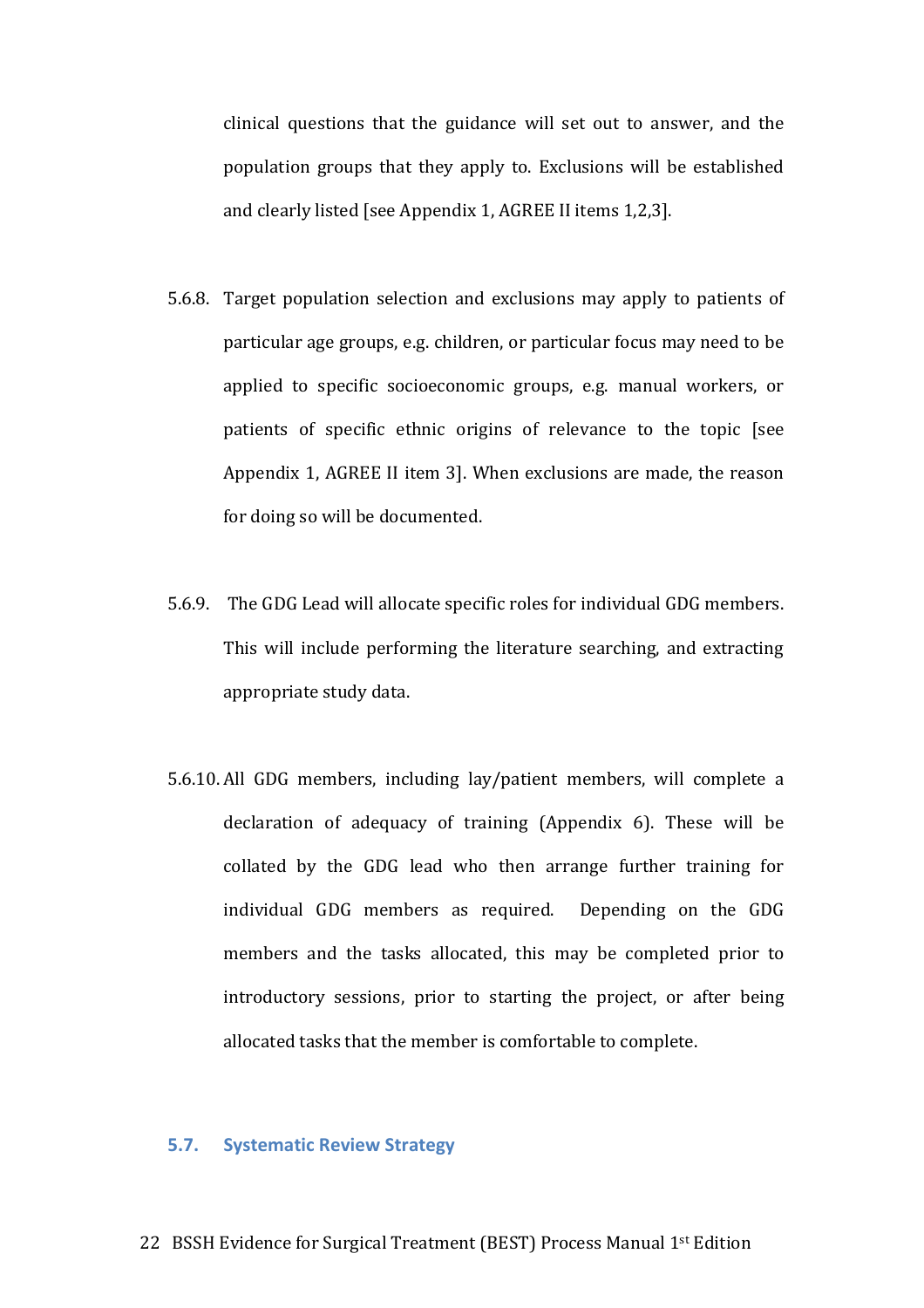clinical questions that the guidance will set out to answer, and the population groups that they apply to. Exclusions will be established and clearly listed [see Appendix 1, AGREE II items 1,2,3].

5.6.8. Target population selection and exclusions may apply to patients of particular age groups, e.g. children, or particular focus may need to be applied to specific socioeconomic groups, e.g. manual workers, or patients of specific ethnic origins of relevance to the topic [see Appendix 1, AGREE II item 3]. When exclusions are made, the reason for doing so will be documented.

5.6.9. The GDG Lead will allocate specific roles for individual GDG members. This will include performing the literature searching, and extracting appropriate study data.

5.6.10. All GDG members, including lay/patient members, will complete a declaration of adequacy of training (Appendix 6). These will be collated by the GDG lead who then arrange further training for individual GDG members as required. Depending on the GDG members and the tasks allocated, this may be completed prior to introductory sessions, prior to starting the project, or after being allocated tasks that the member is comfortable to complete.

## 5.7. Systematic Review Strategy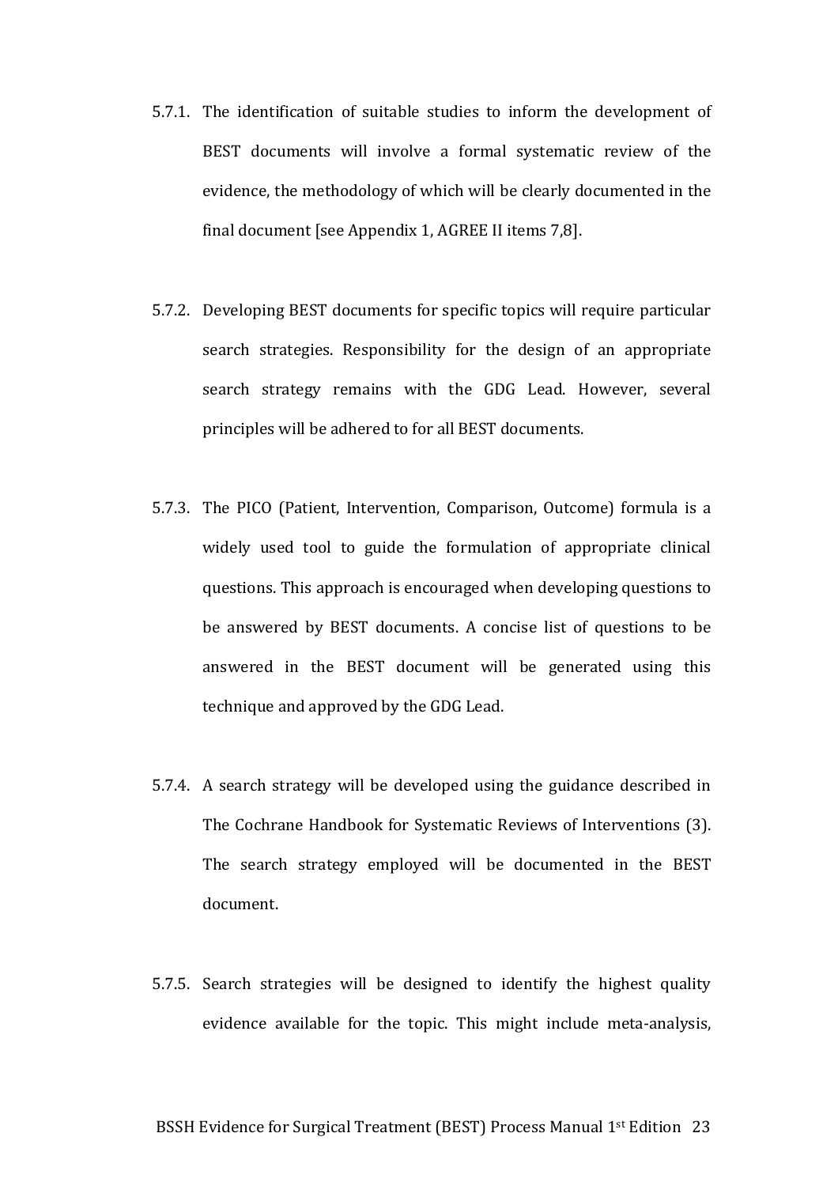5.7.1. The identification of suitable studies to inform the development of BEST documents will involve a formal systematic review of the evidence, the methodology of which will be clearly documented in the final document [see Appendix 1, AGREE II items 7,8].

5.7.2. Developing BEST documents for specific topics will require particular search strategies. Responsibility for the design of an appropriate search strategy remains with the GDG Lead. However, several principles will be adhered to for all BEST documents.

5.7.3. The PICO (Patient, Intervention, Comparison, Outcome) formula is a widely used tool to guide the formulation of appropriate clinical questions. This approach is encouraged when developing questions to be answered by BEST documents. A concise list of questions to be answered in the BEST document will be generated using this technique and approved by the GDG Lead.

5.7.4. A search strategy will be developed using the guidance described in The Cochrane Handbook for Systematic Reviews of Interventions (3). The search strategy employed will be documented in the BEST document.

5.7.5. Search strategies will be designed to identify the highest quality evidence available for the topic. This might include meta-analysis,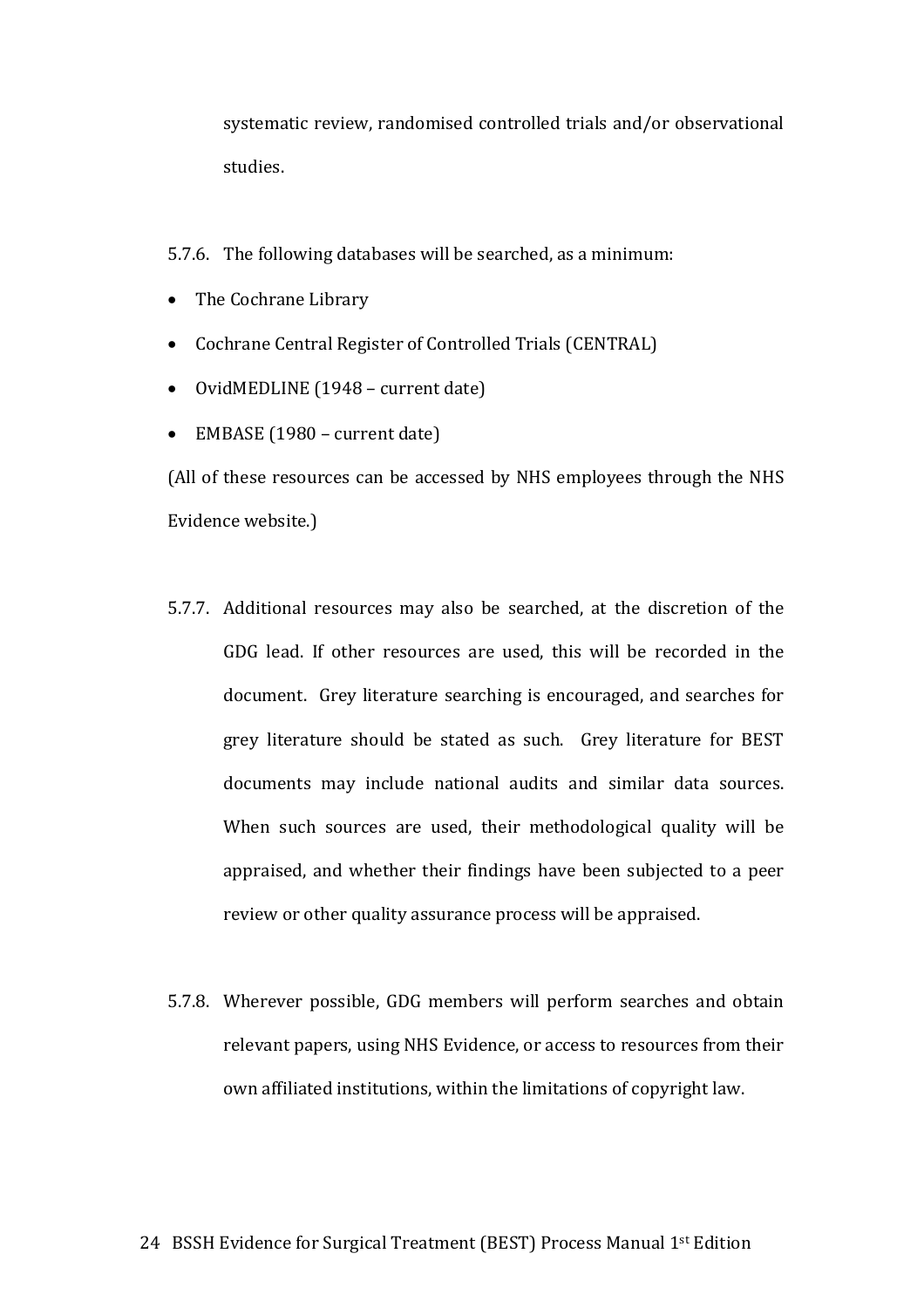systematic review, randomised controlled trials and/or observational studies.

5.7.6. The following databases will be searched, as a minimum:

- The Cochrane Library
- Cochrane Central Register of Controlled Trials (CENTRAL)
- OvidMEDLINE (1948 – current date)
- EMBASE (1980 – current date)

(All of these resources can be accessed by NHS employees through the NHS Evidence website.)

5.7.7. Additional resources may also be searched, at the discretion of the GDG lead. If other resources are used, this will be recorded in the document. Grey literature searching is encouraged, and searches for grey literature should be stated as such. Grey literature for BEST documents may include national audits and similar data sources. When such sources are used, their methodological quality will be appraised, and whether their findings have been subjected to a peer review or other quality assurance process will be appraised.

5.7.8. Wherever possible, GDG members will perform searches and obtain relevant papers, using NHS Evidence, or access to resources from their own affiliated institutions, within the limitations of copyright law.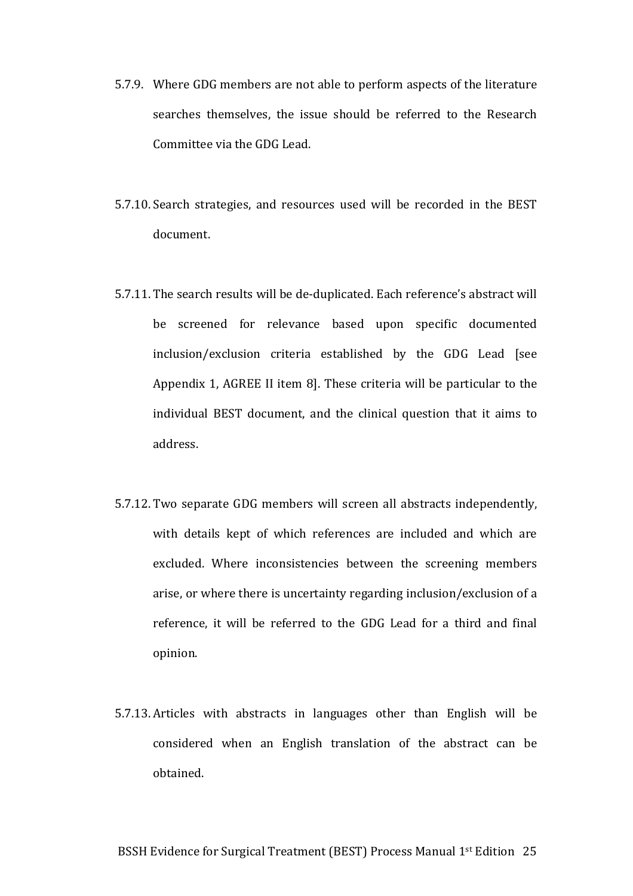5.7.9. Where GDG members are not able to perform aspects of the literature searches themselves, the issue should be referred to the Research Committee via the GDG Lead.

5.7.10. Search strategies, and resources used will be recorded in the BEST document.

5.7.11. The search results will be de-duplicated. Each reference's abstract will be screened for relevance based upon specific documented inclusion/exclusion criteria established by the GDG Lead [see Appendix 1, AGREE II item 8]. These criteria will be particular to the individual BEST document, and the clinical question that it aims to address.

5.7.12. Two separate GDG members will screen all abstracts independently, with details kept of which references are included and which are excluded. Where inconsistencies between the screening members arise, or where there is uncertainty regarding inclusion/exclusion of a reference, it will be referred to the GDG Lead for a third and final opinion.

5.7.13. Articles with abstracts in languages other than English will be considered when an English translation of the abstract can be obtained.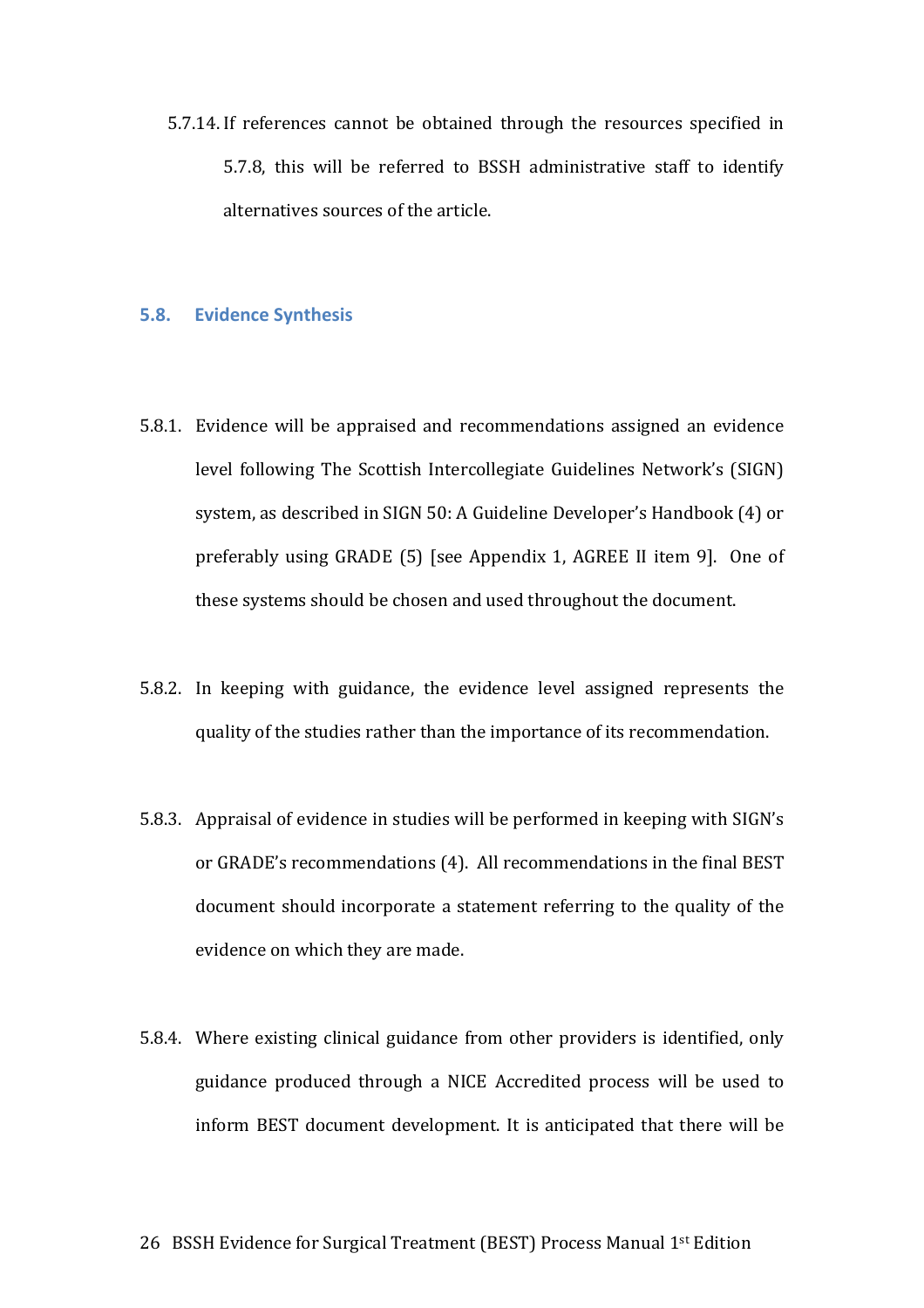5.7.14. If references cannot be obtained through the resources specified in 5.7.8, this will be referred to BSSH administrative staff to identify alternatives sources of the article.

## 5.8. Evidence Synthesis

5.8.1. Evidence will be appraised and recommendations assigned an evidence level following The Scottish Intercollegiate Guidelines Network's (SIGN) system, as described in SIGN 50: A Guideline Developer's Handbook (4) or preferably using GRADE (5) [see Appendix 1, AGREE II item 9]. One of these systems should be chosen and used throughout the document.

5.8.2. In keeping with guidance, the evidence level assigned represents the quality of the studies rather than the importance of its recommendation.

5.8.3. Appraisal of evidence in studies will be performed in keeping with SIGN's or GRADE's recommendations (4). All recommendations in the final BEST document should incorporate a statement referring to the quality of the evidence on which they are made.

5.8.4. Where existing clinical guidance from other providers is identified, only guidance produced through a NICE Accredited process will be used to inform BEST document development. It is anticipated that there will be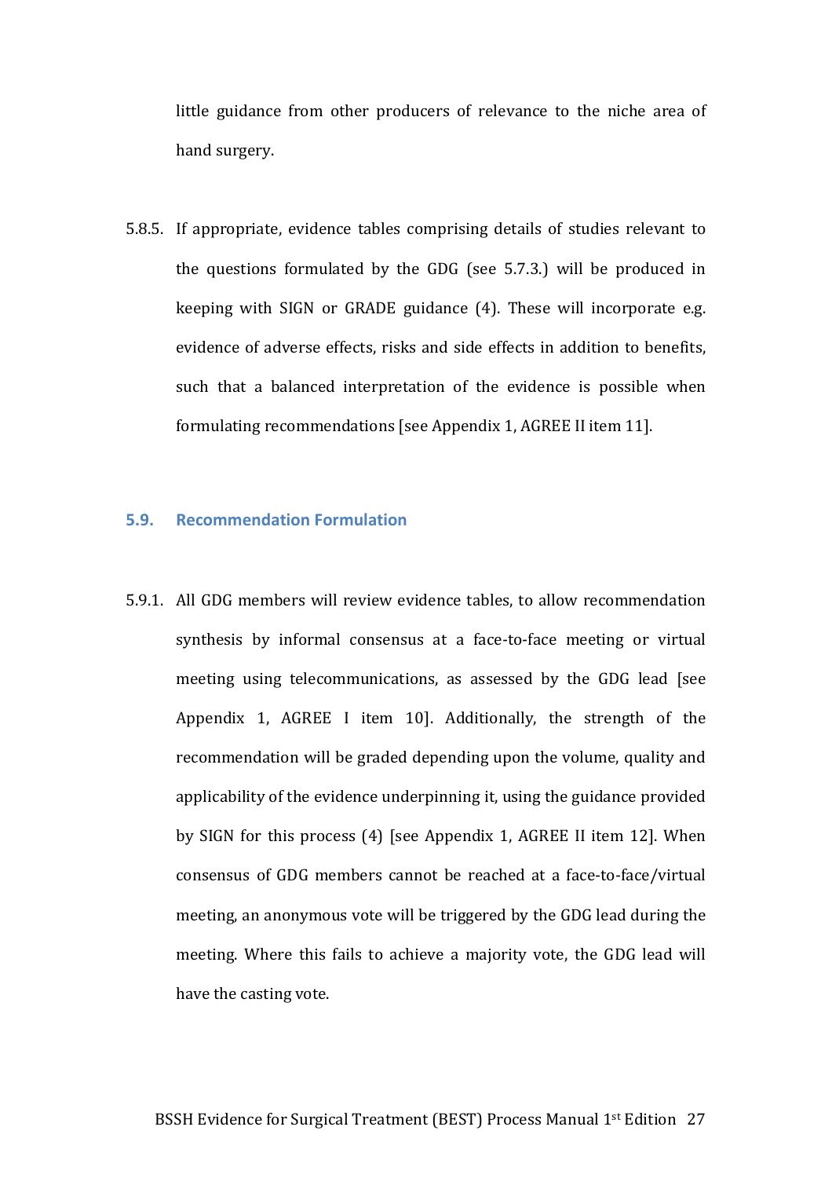little guidance from other producers of relevance to the niche area of hand surgery.

5.8.5. If appropriate, evidence tables comprising details of studies relevant to the questions formulated by the GDG (see 5.7.3.) will be produced in keeping with SIGN or GRADE guidance (4). These will incorporate e.g. evidence of adverse effects, risks and side effects in addition to benefits, such that a balanced interpretation of the evidence is possible when formulating recommendations [see Appendix 1, AGREE II item 11].

### 5.9. Recommendation Formulation

5.9.1. All GDG members will review evidence tables, to allow recommendation synthesis by informal consensus at a face-to-face meeting or virtual meeting using telecommunications, as assessed by the GDG lead [see Appendix 1, AGREE I item 10]. Additionally, the strength of the recommendation will be graded depending upon the volume, quality and applicability of the evidence underpinning it, using the guidance provided by SIGN for this process (4) [see Appendix 1, AGREE II item 12]. When consensus of GDG members cannot be reached at a face-to-face/virtual meeting, an anonymous vote will be triggered by the GDG lead during the meeting. Where this fails to achieve a majority vote, the GDG lead will have the casting vote.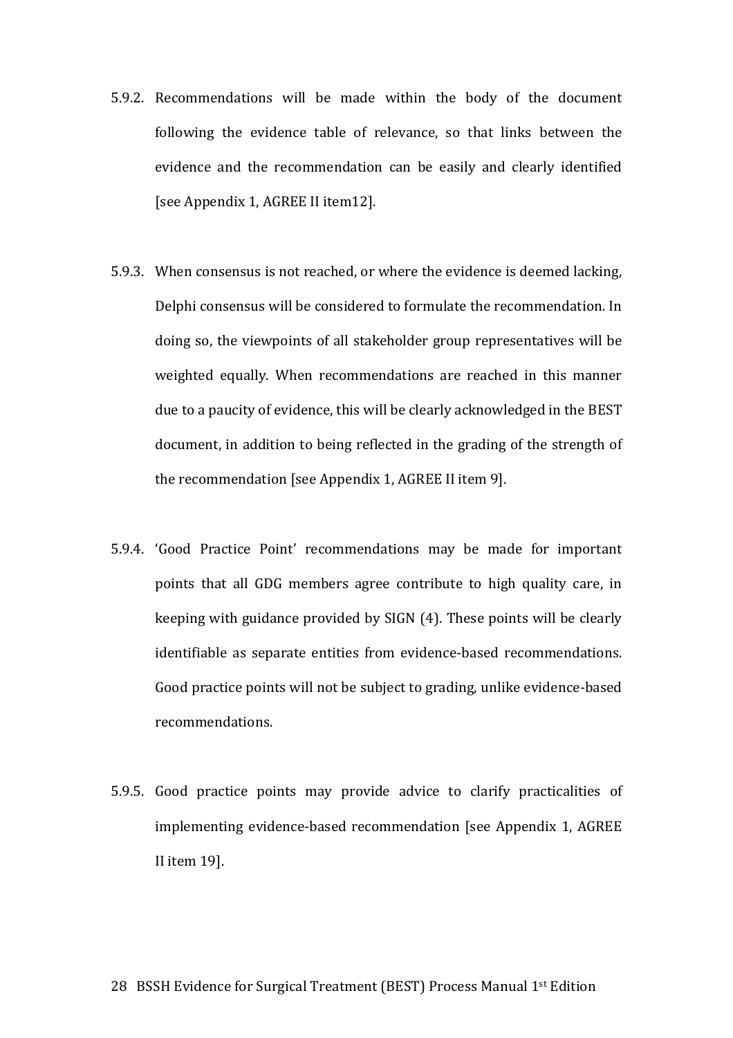5.9.2. Recommendations will be made within the body of the document following the evidence table of relevance, so that links between the evidence and the recommendation can be easily and clearly identified [see Appendix 1, AGREE II item12].

5.9.3. When consensus is not reached, or where the evidence is deemed lacking, Delphi consensus will be considered to formulate the recommendation. In doing so, the viewpoints of all stakeholder group representatives will be weighted equally. When recommendations are reached in this manner due to a paucity of evidence, this will be clearly acknowledged in the BEST document, in addition to being reflected in the grading of the strength of the recommendation [see Appendix 1, AGREE II item 9].

5.9.4. 'Good Practice Point' recommendations may be made for important points that all GDG members agree contribute to high quality care, in keeping with guidance provided by SIGN (4). These points will be clearly identifiable as separate entities from evidence-based recommendations. Good practice points will not be subject to grading, unlike evidence-based recommendations.

5.9.5. Good practice points may provide advice to clarify practicalities of implementing evidence-based recommendation [see Appendix 1, AGREE II item 19].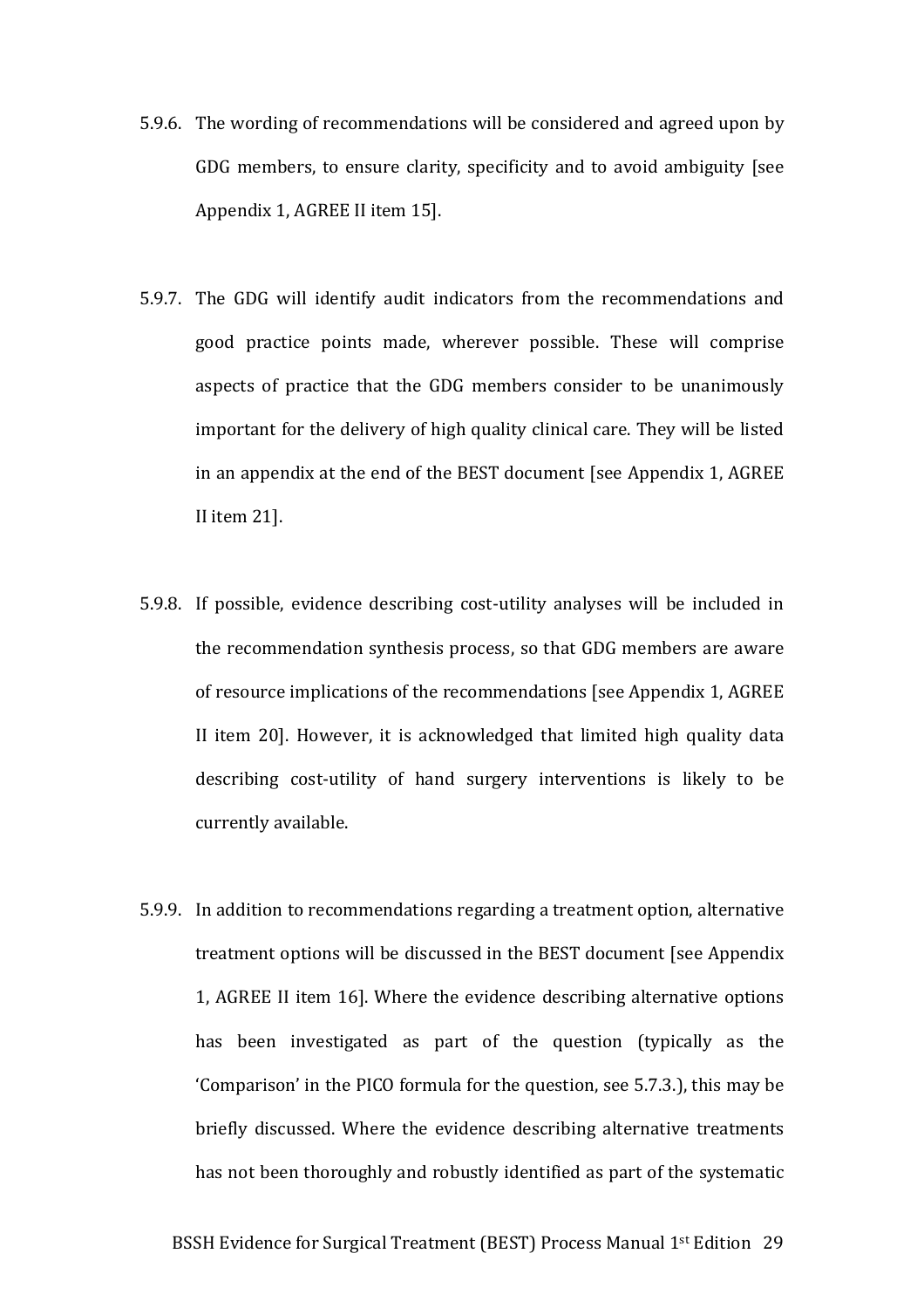5.9.6. The wording of recommendations will be considered and agreed upon by GDG members, to ensure clarity, specificity and to avoid ambiguity [see Appendix 1, AGREE II item 15].

5.9.7. The GDG will identify audit indicators from the recommendations and good practice points made, wherever possible. These will comprise aspects of practice that the GDG members consider to be unanimously important for the delivery of high quality clinical care. They will be listed in an appendix at the end of the BEST document [see Appendix 1, AGREE II item 21].

5.9.8. If possible, evidence describing cost-utility analyses will be included in the recommendation synthesis process, so that GDG members are aware of resource implications of the recommendations [see Appendix 1, AGREE II item 20]. However, it is acknowledged that limited high quality data describing cost-utility of hand surgery interventions is likely to be currently available.

5.9.9. In addition to recommendations regarding a treatment option, alternative treatment options will be discussed in the BEST document [see Appendix 1, AGREE II item 16]. Where the evidence describing alternative options has been investigated as part of the question (typically as the 'Comparison' in the PICO formula for the question, see 5.7.3.), this may be briefly discussed. Where the evidence describing alternative treatments has not been thoroughly and robustly identified as part of the systematic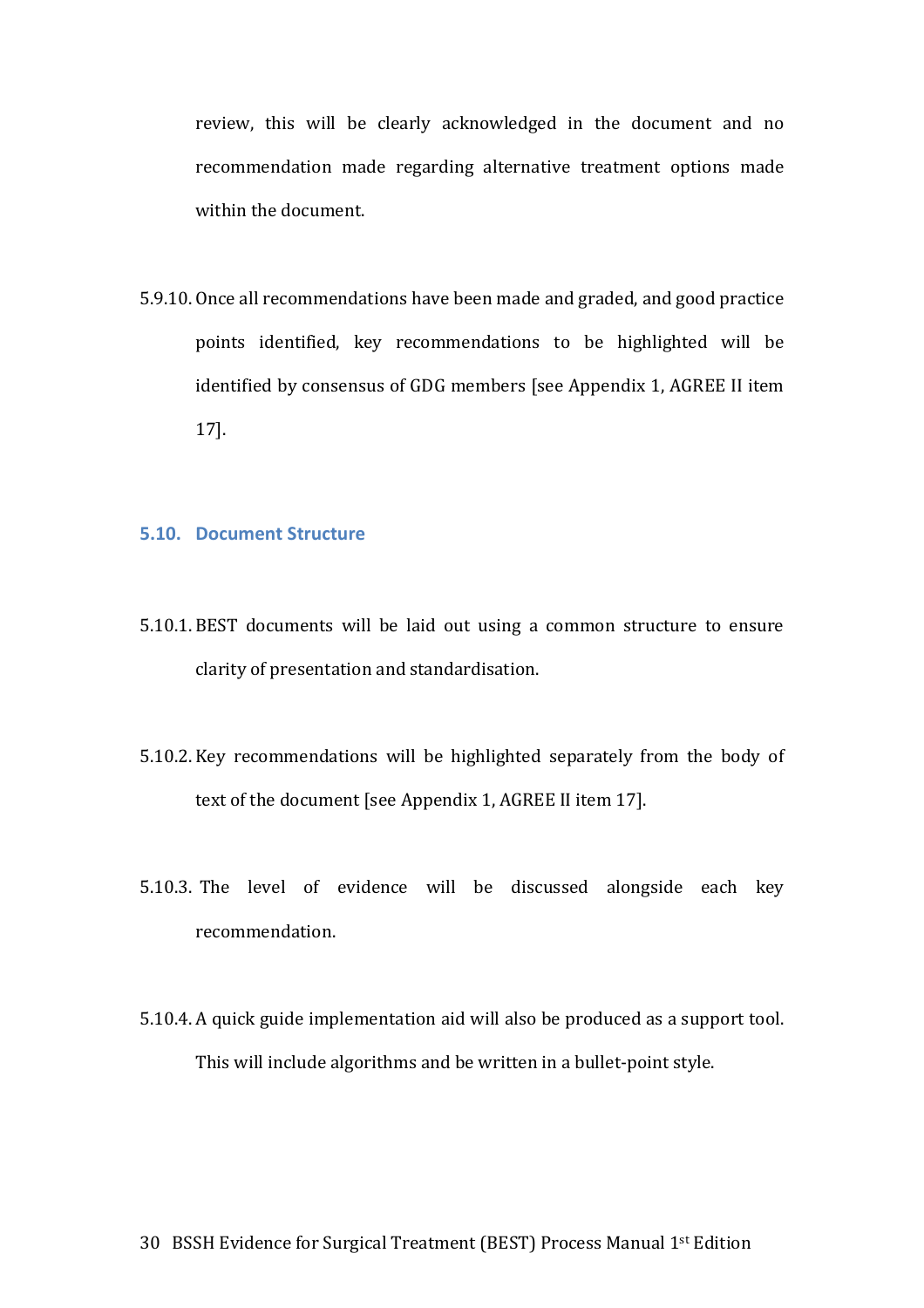review, this will be clearly acknowledged in the document and no recommendation made regarding alternative treatment options made within the document.

5.9.10. Once all recommendations have been made and graded, and good practice points identified, key recommendations to be highlighted will be identified by consensus of GDG members [see Appendix 1, AGREE II item 17].

## 5.10. Document Structure

5.10.1. BEST documents will be laid out using a common structure to ensure clarity of presentation and standardisation.

5.10.2. Key recommendations will be highlighted separately from the body of text of the document [see Appendix 1, AGREE II item 17].

5.10.3. The level of evidence will be discussed alongside each key recommendation.

5.10.4. A quick guide implementation aid will also be produced as a support tool. This will include algorithms and be written in a bullet-point style.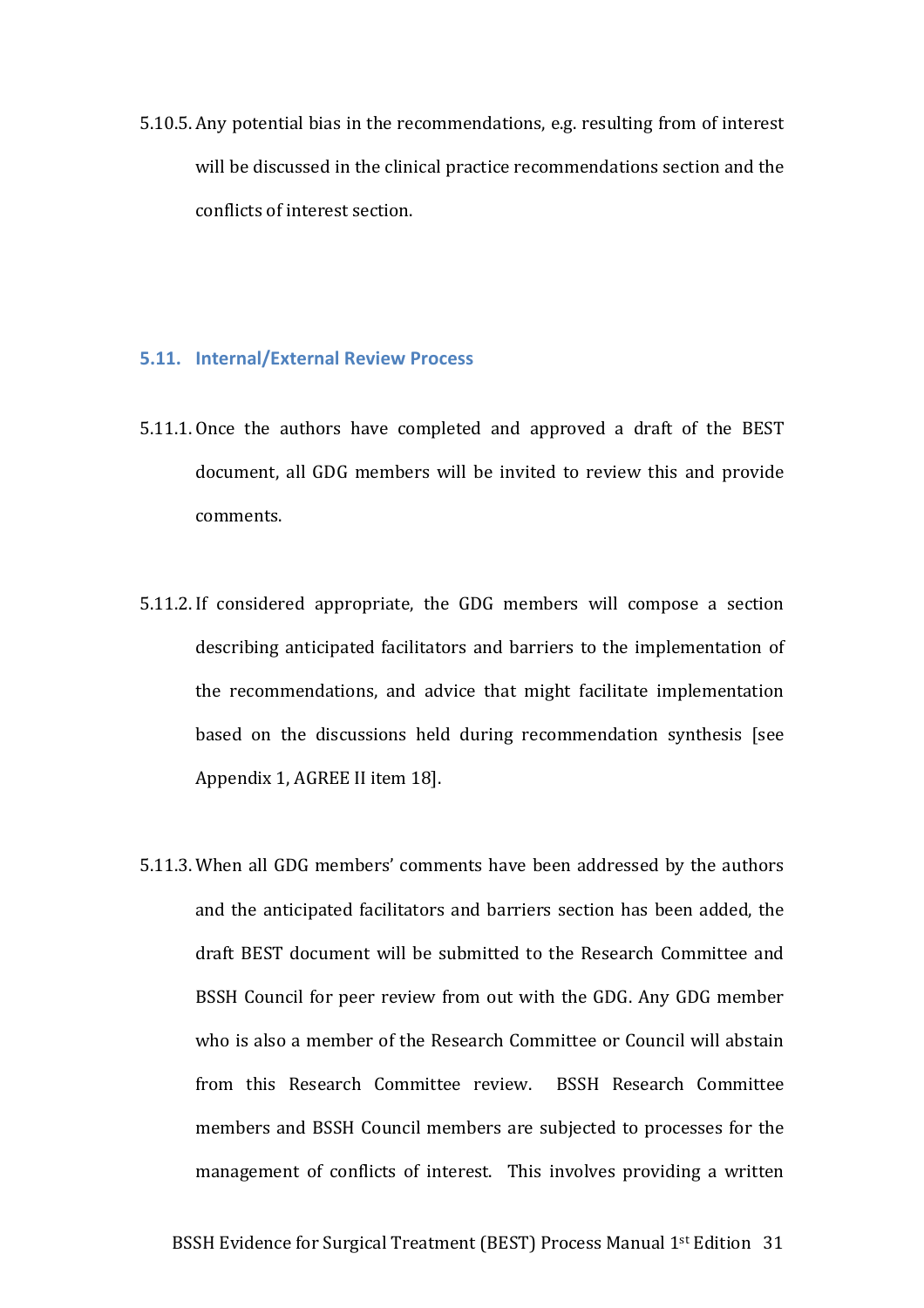5.10.5. Any potential bias in the recommendations, e.g. resulting from of interest will be discussed in the clinical practice recommendations section and the conflicts of interest section.

## 5.11. Internal/External Review Process

5.11.1. Once the authors have completed and approved a draft of the BEST document, all GDG members will be invited to review this and provide comments.

5.11.2. If considered appropriate, the GDG members will compose a section describing anticipated facilitators and barriers to the implementation of the recommendations, and advice that might facilitate implementation based on the discussions held during recommendation synthesis [see Appendix 1, AGREE II item 18].

5.11.3. When all GDG members' comments have been addressed by the authors and the anticipated facilitators and barriers section has been added, the draft BEST document will be submitted to the Research Committee and BSSH Council for peer review from out with the GDG. Any GDG member who is also a member of the Research Committee or Council will abstain from this Research Committee review. BSSH Research Committee members and BSSH Council members are subjected to processes for the management of conflicts of interest. This involves providing a written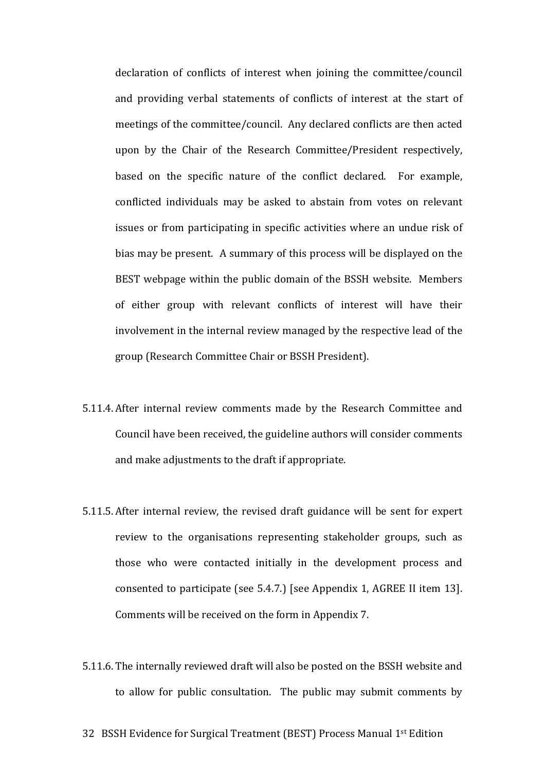declaration of conflicts of interest when joining the committee/council and providing verbal statements of conflicts of interest at the start of meetings of the committee/council. Any declared conflicts are then acted upon by the Chair of the Research Committee/President respectively, based on the specific nature of the conflict declared. For example, conflicted individuals may be asked to abstain from votes on relevant issues or from participating in specific activities where an undue risk of bias may be present. A summary of this process will be displayed on the BEST webpage within the public domain of the BSSH website. Members of either group with relevant conflicts of interest will have their involvement in the internal review managed by the respective lead of the group (Research Committee Chair or BSSH President).

5.11.4. After internal review comments made by the Research Committee and Council have been received, the guideline authors will consider comments and make adjustments to the draft if appropriate.

5.11.5. After internal review, the revised draft guidance will be sent for expert review to the organisations representing stakeholder groups, such as those who were contacted initially in the development process and consented to participate (see 5.4.7.) [see Appendix 1, AGREE II item 13]. Comments will be received on the form in Appendix 7.

5.11.6. The internally reviewed draft will also be posted on the BSSH website and to allow for public consultation. The public may submit comments by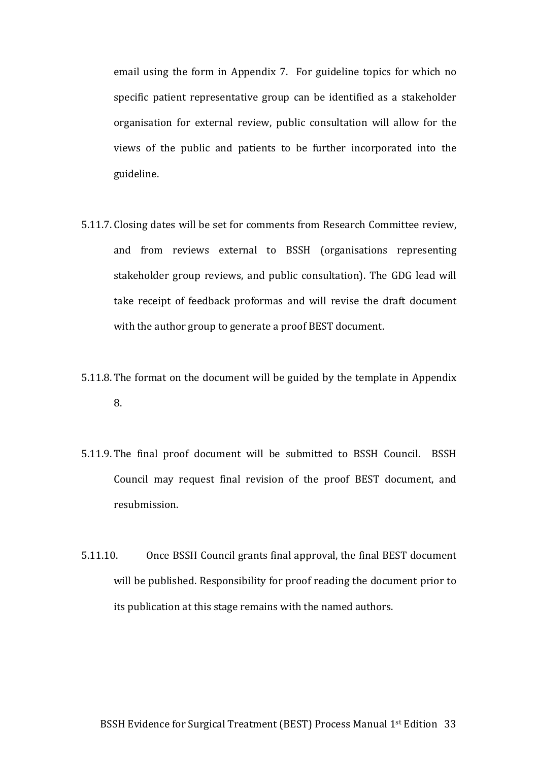email using the form in Appendix 7. For guideline topics for which no specific patient representative group can be identified as a stakeholder organisation for external review, public consultation will allow for the views of the public and patients to be further incorporated into the guideline.

5.11.7. Closing dates will be set for comments from Research Committee review, and from reviews external to BSSH (organisations representing stakeholder group reviews, and public consultation). The GDG lead will take receipt of feedback proformas and will revise the draft document with the author group to generate a proof BEST document.

5.11.8. The format on the document will be guided by the template in Appendix 8.

5.11.9. The final proof document will be submitted to BSSH Council. BSSH Council may request final revision of the proof BEST document, and resubmission.

5.11.10. Once BSSH Council grants final approval, the final BEST document will be published. Responsibility for proof reading the document prior to its publication at this stage remains with the named authors.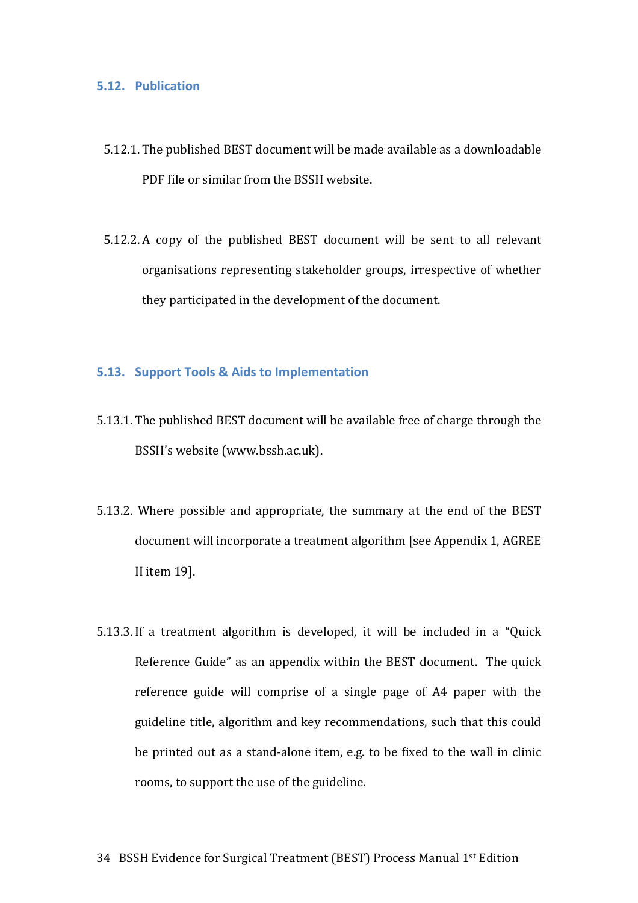### 5.12. Publication

5.12.1. The published BEST document will be made available as a downloadable PDF file or similar from the BSSH website.

5.12.2. A copy of the published BEST document will be sent to all relevant organisations representing stakeholder groups, irrespective of whether they participated in the development of the document.

### 5.13. Support Tools & Aids to Implementation

5.13.1. The published BEST document will be available free of charge through the BSSH's website (www.bssh.ac.uk).

5.13.2. Where possible and appropriate, the summary at the end of the BEST document will incorporate a treatment algorithm [see Appendix 1, AGREE II item 19].

5.13.3. If a treatment algorithm is developed, it will be included in a "Quick Reference Guide" as an appendix within the BEST document. The quick reference guide will comprise of a single page of A4 paper with the guideline title, algorithm and key recommendations, such that this could be printed out as a stand-alone item, e.g. to be fixed to the wall in clinic rooms, to support the use of the guideline.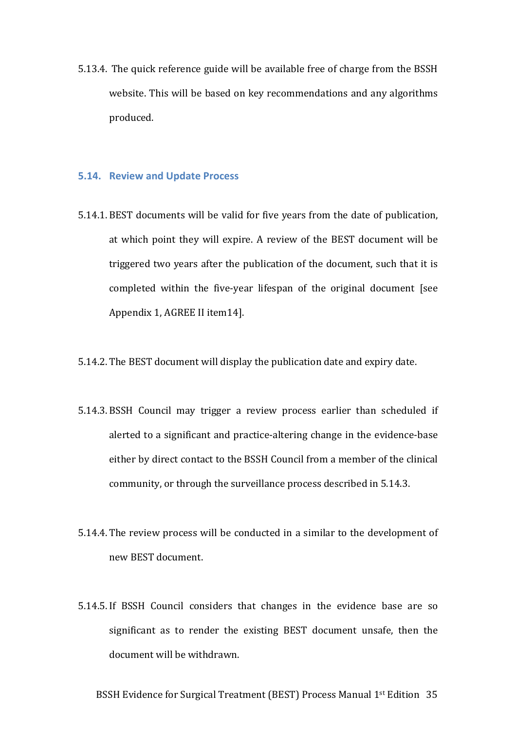5.13.4. The quick reference guide will be available free of charge from the BSSH website. This will be based on key recommendations and any algorithms produced.

## 5.14. Review and Update Process

5.14.1. BEST documents will be valid for five years from the date of publication, at which point they will expire. A review of the BEST document will be triggered two years after the publication of the document, such that it is completed within the five-year lifespan of the original document [see Appendix 1, AGREE II item14].

5.14.2. The BEST document will display the publication date and expiry date.

5.14.3. BSSH Council may trigger a review process earlier than scheduled if alerted to a significant and practice-altering change in the evidence-base either by direct contact to the BSSH Council from a member of the clinical community, or through the surveillance process described in 5.14.3.

5.14.4. The review process will be conducted in a similar to the development of new BEST document.

5.14.5. If BSSH Council considers that changes in the evidence base are so significant as to render the existing BEST document unsafe, then the document will be withdrawn.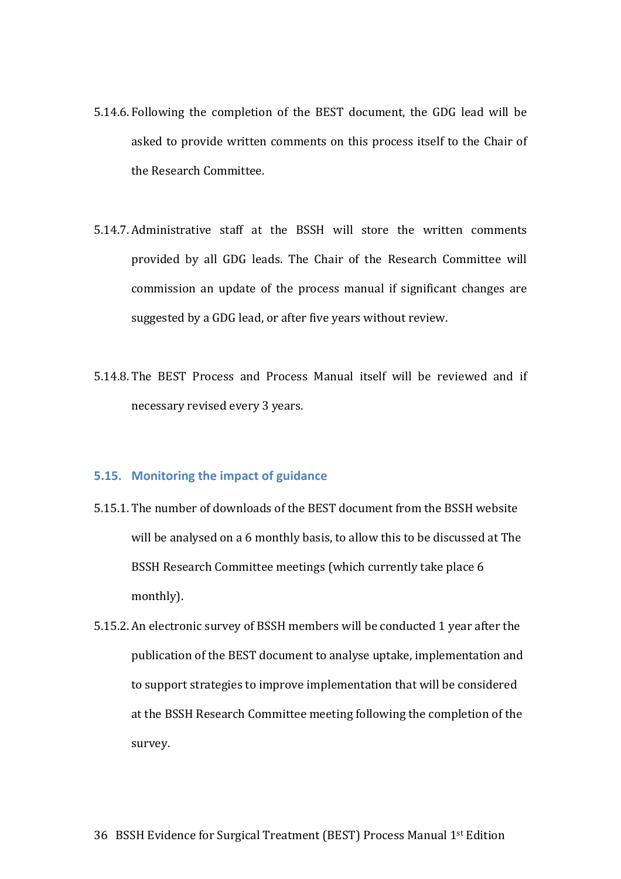5.14.6. Following the completion of the BEST document, the GDG lead will be asked to provide written comments on this process itself to the Chair of the Research Committee.

5.14.7. Administrative staff at the BSSH will store the written comments provided by all GDG leads. The Chair of the Research Committee will commission an update of the process manual if significant changes are suggested by a GDG lead, or after five years without review.

5.14.8. The BEST Process and Process Manual itself will be reviewed and if necessary revised every 3 years.

### 5.15. Monitoring the impact of guidance

5.15.1. The number of downloads of the BEST document from the BSSH website will be analysed on a 6 monthly basis, to allow this to be discussed at The BSSH Research Committee meetings (which currently take place 6 monthly).

5.15.2. An electronic survey of BSSH members will be conducted 1 year after the publication of the BEST document to analyse uptake, implementation and to support strategies to improve implementation that will be considered at the BSSH Research Committee meeting following the completion of the survey.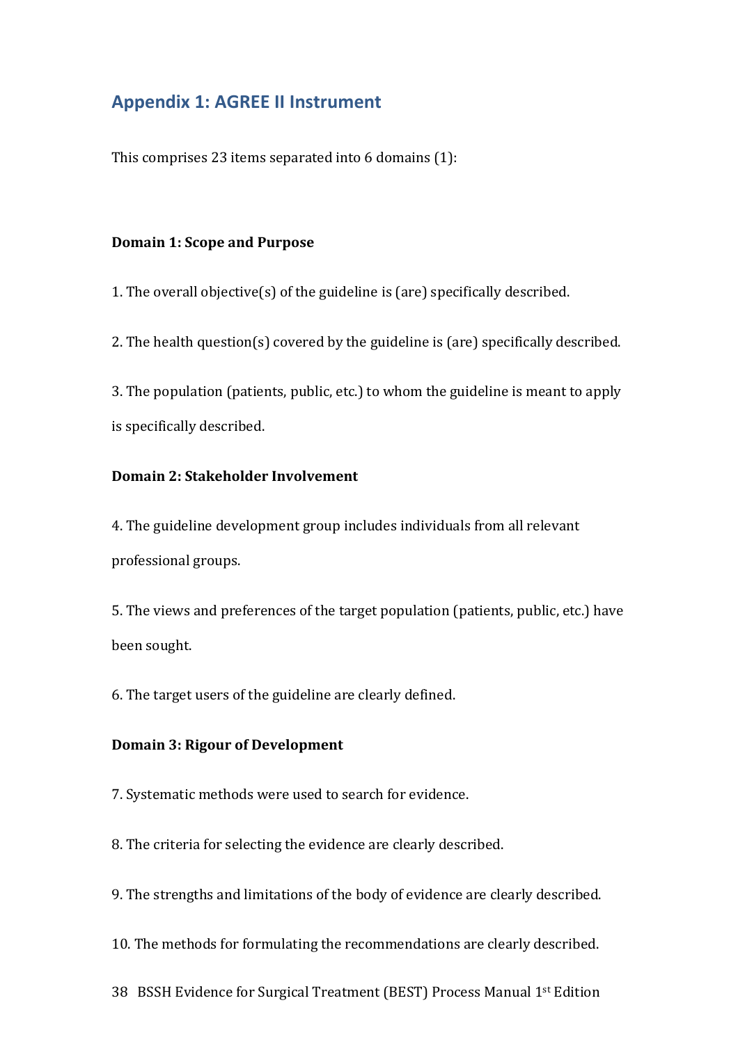## Appendix 1: AGREE II Instrument

This comprises 23 items separated into 6 domains (1):

**Domain 1: Scope and Purpose**

1. The overall objective(s) of the guideline is (are) specifically described.

2. The health question(s) covered by the guideline is (are) specifically described.

3. The population (patients, public, etc.) to whom the guideline is meant to apply is specifically described.

**Domain 2: Stakeholder Involvement**

4. The guideline development group includes individuals from all relevant professional groups.

5. The views and preferences of the target population (patients, public, etc.) have been sought.

6. The target users of the guideline are clearly defined.

**Domain 3: Rigour of Development**

7. Systematic methods were used to search for evidence.

8. The criteria for selecting the evidence are clearly described.

9. The strengths and limitations of the body of evidence are clearly described.

10. The methods for formulating the recommendations are clearly described.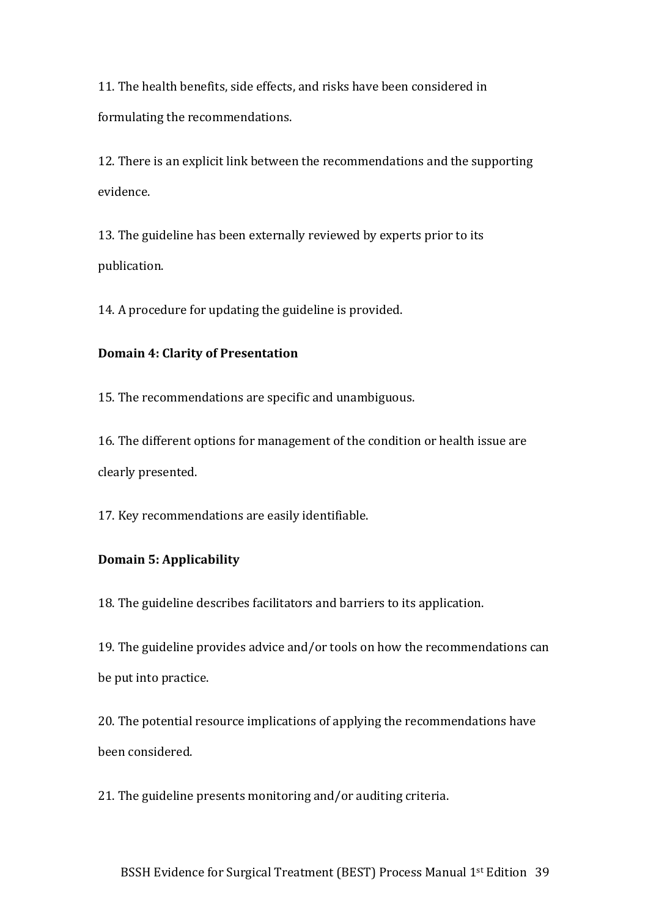11. The health benefits, side effects, and risks have been considered in formulating the recommendations.

12. There is an explicit link between the recommendations and the supporting evidence.

13. The guideline has been externally reviewed by experts prior to its publication.

14. A procedure for updating the guideline is provided.

**Domain 4: Clarity of Presentation**

15. The recommendations are specific and unambiguous.

16. The different options for management of the condition or health issue are clearly presented.

17. Key recommendations are easily identifiable.

**Domain 5: Applicability**

18. The guideline describes facilitators and barriers to its application.

19. The guideline provides advice and/or tools on how the recommendations can be put into practice.

20. The potential resource implications of applying the recommendations have been considered.

21. The guideline presents monitoring and/or auditing criteria.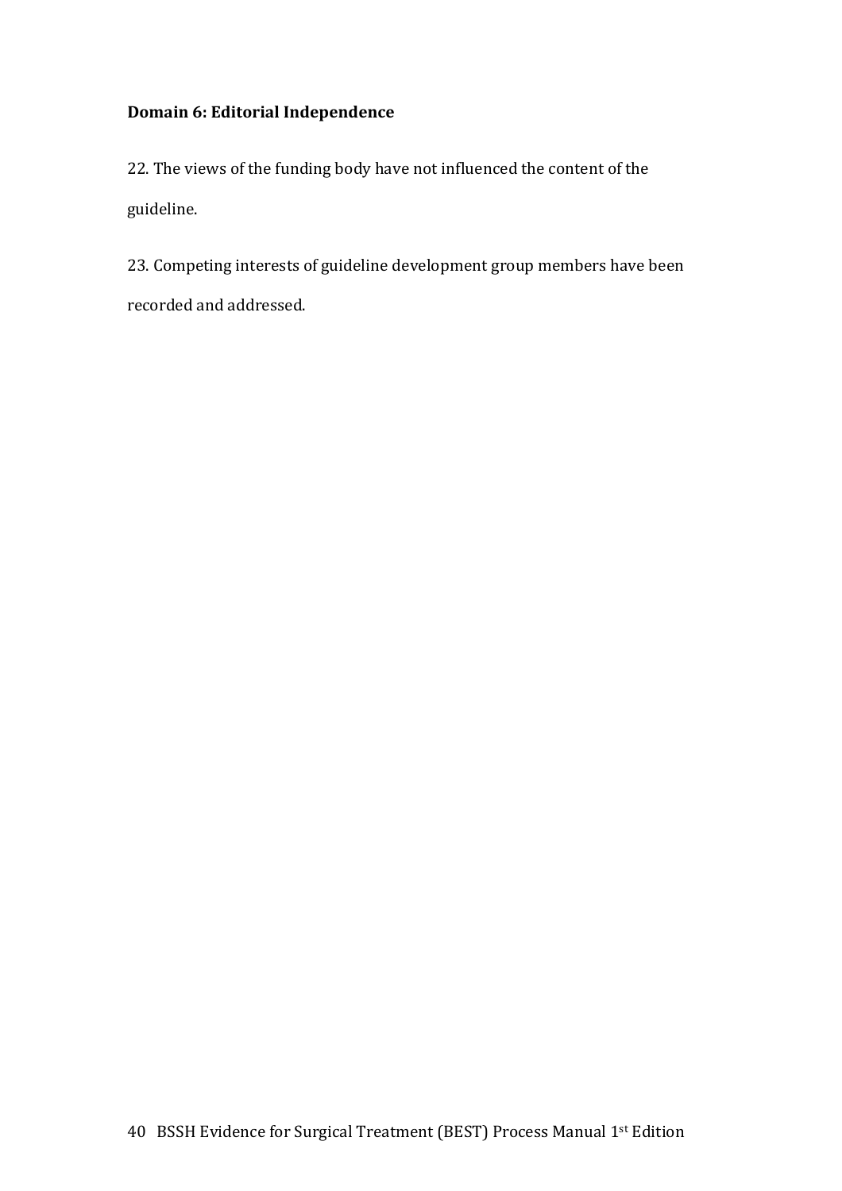**Domain 6: Editorial Independence**

22. The views of the funding body have not influenced the content of the guideline.

23. Competing interests of guideline development group members have been recorded and addressed.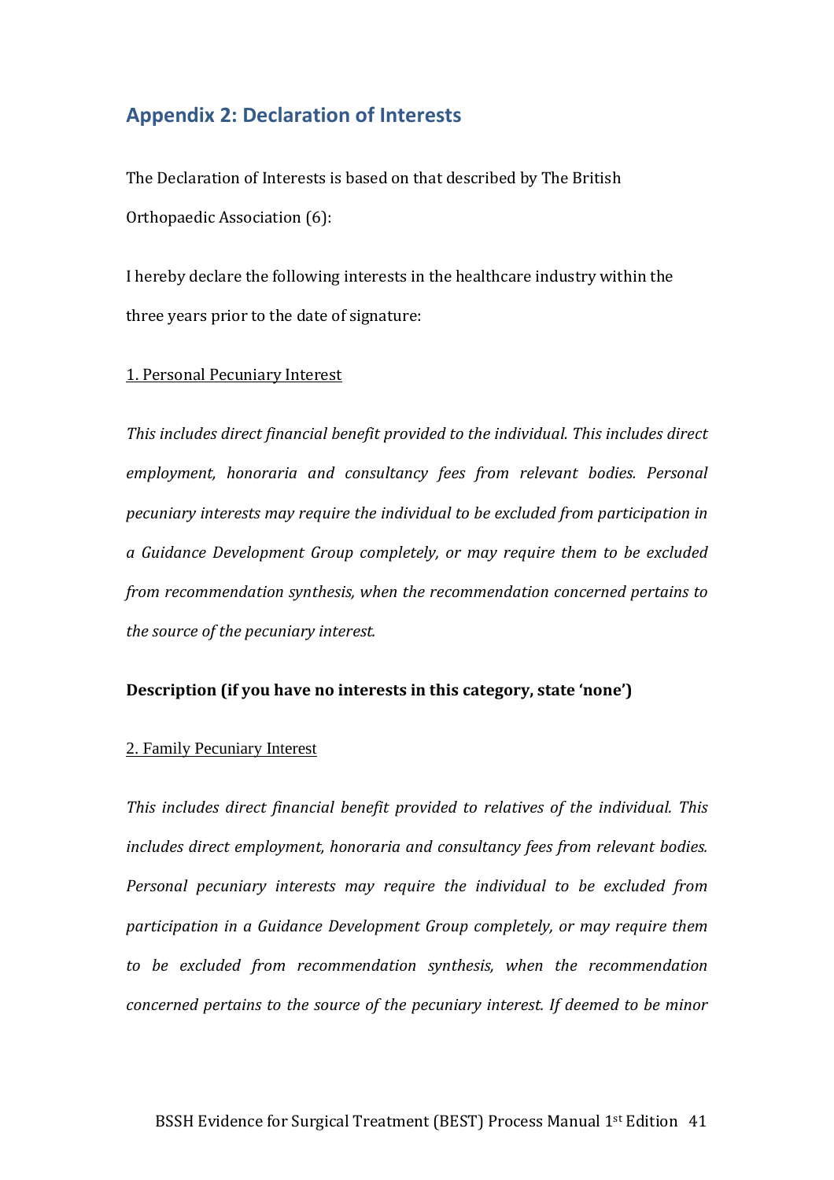## Appendix 2: Declaration of Interests

The Declaration of Interests is based on that described by The British Orthopaedic Association (6):

I hereby declare the following interests in the healthcare industry within the three years prior to the date of signature:

1. Personal Pecuniary Interest

*This includes direct financial benefit provided to the individual. This includes direct employment, honoraria and consultancy fees from relevant bodies. Personal pecuniary interests may require the individual to be excluded from participation in a Guidance Development Group completely, or may require them to be excluded from recommendation synthesis, when the recommendation concerned pertains to the source of the pecuniary interest.*

**Description (if you have no interests in this category, state 'none')**

2. Family Pecuniary Interest

*This includes direct financial benefit provided to relatives of the individual. This includes direct employment, honoraria and consultancy fees from relevant bodies. Personal pecuniary interests may require the individual to be excluded from participation in a Guidance Development Group completely, or may require them to be excluded from recommendation synthesis, when the recommendation concerned pertains to the source of the pecuniary interest. If deemed to be minor*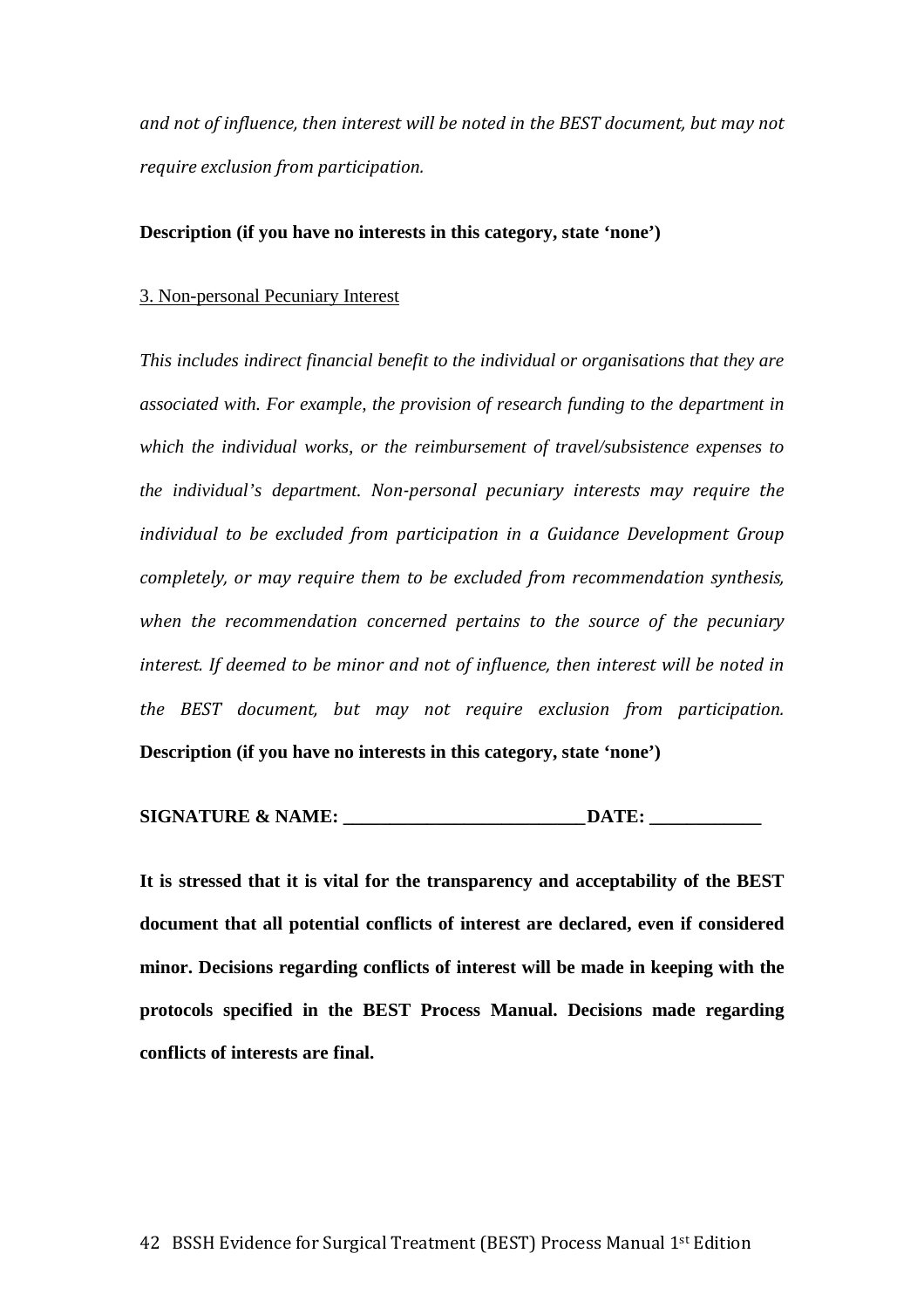*and not of influence, then interest will be noted in the BEST document, but may not require exclusion from participation.*

**Description (if you have no interests in this category, state 'none')**

3. Non-personal Pecuniary Interest

*This includes indirect financial benefit to the individual or organisations that they are associated with. For example, the provision of research funding to the department in which the individual works, or the reimbursement of travel/subsistence expenses to the individual's department. Non-personal pecuniary interests may require the individual to be excluded from participation in a Guidance Development Group completely, or may require them to be excluded from recommendation synthesis, when the recommendation concerned pertains to the source of the pecuniary interest. If deemed to be minor and not of influence, then interest will be noted in the BEST document, but may not require exclusion from participation.*

**Description (if you have no interests in this category, state 'none')**

**SIGNATURE & NAME: __________________________DATE: ____________**

**It is stressed that it is vital for the transparency and acceptability of the BEST document that all potential conflicts of interest are declared, even if considered minor. Decisions regarding conflicts of interest will be made in keeping with the protocols specified in the BEST Process Manual. Decisions made regarding conflicts of interests are final.**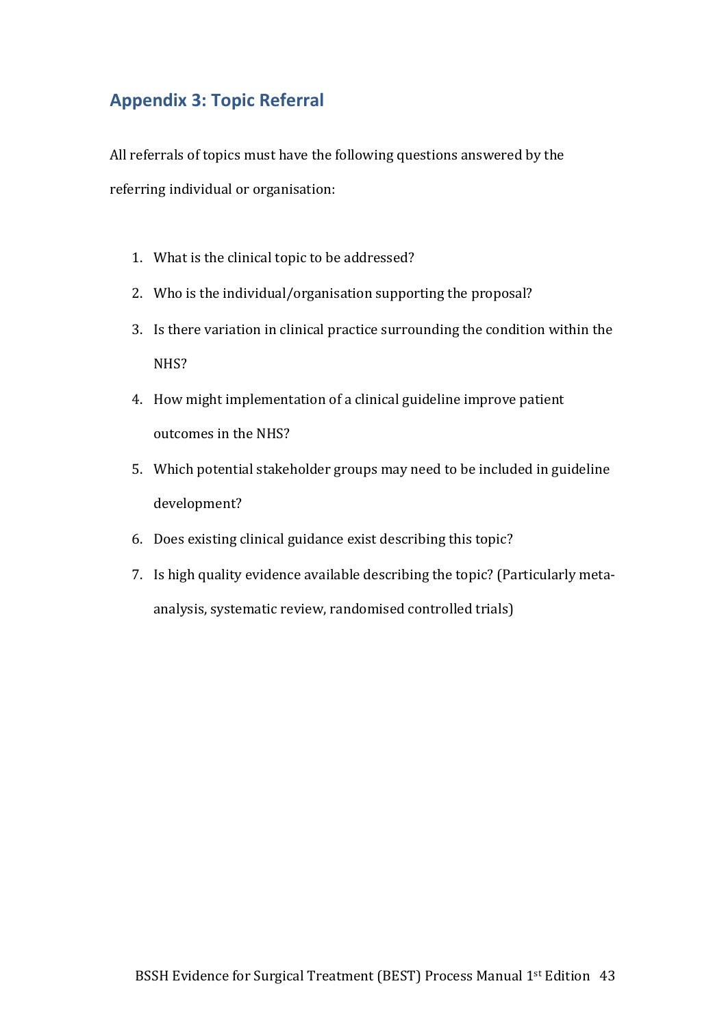## Appendix 3: Topic Referral

All referrals of topics must have the following questions answered by the referring individual or organisation:

1. What is the clinical topic to be addressed?
2. Who is the individual/organisation supporting the proposal?
3. Is there variation in clinical practice surrounding the condition within the NHS?
4. How might implementation of a clinical guideline improve patient outcomes in the NHS?
5. Which potential stakeholder groups may need to be included in guideline development?
6. Does existing clinical guidance exist describing this topic?
7. Is high quality evidence available describing the topic? (Particularly meta-analysis, systematic review, randomised controlled trials)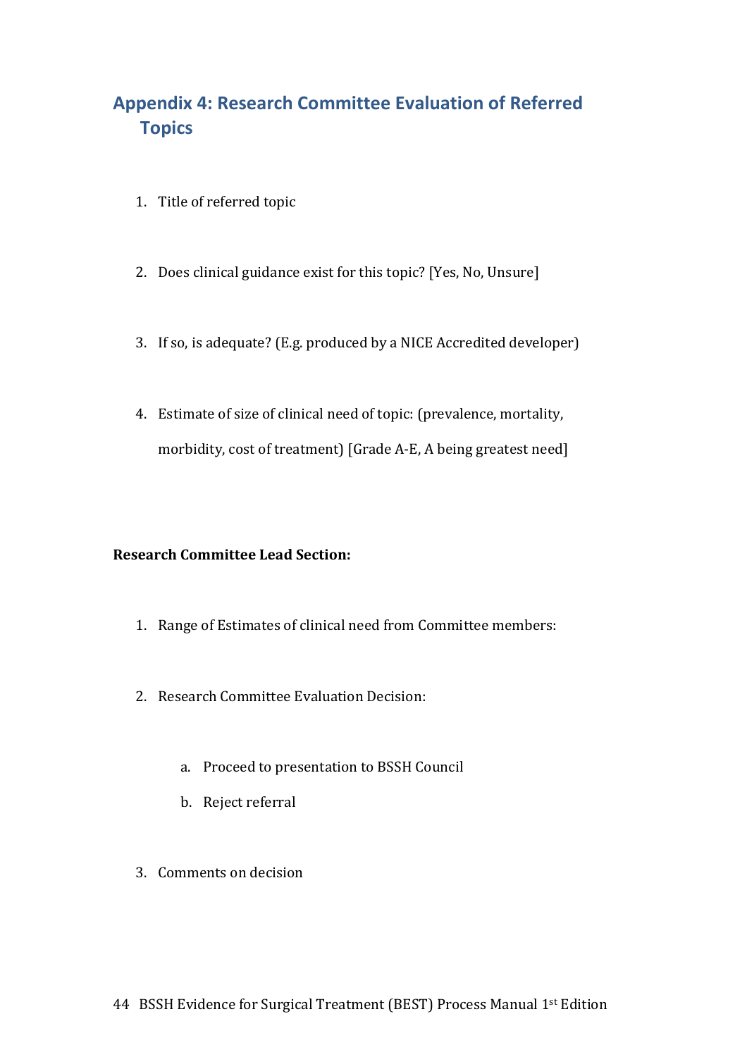## Appendix 4: Research Committee Evaluation of Referred Topics

1. Title of referred topic

2. Does clinical guidance exist for this topic? [Yes, No, Unsure]

3. If so, is adequate? (E.g. produced by a NICE Accredited developer)

4. Estimate of size of clinical need of topic: (prevalence, mortality, morbidity, cost of treatment) [Grade A-E, A being greatest need]

**Research Committee Lead Section:**

1. Range of Estimates of clinical need from Committee members:

2. Research Committee Evaluation Decision:

    a. Proceed to presentation to BSSH Council
    b. Reject referral

3. Comments on decision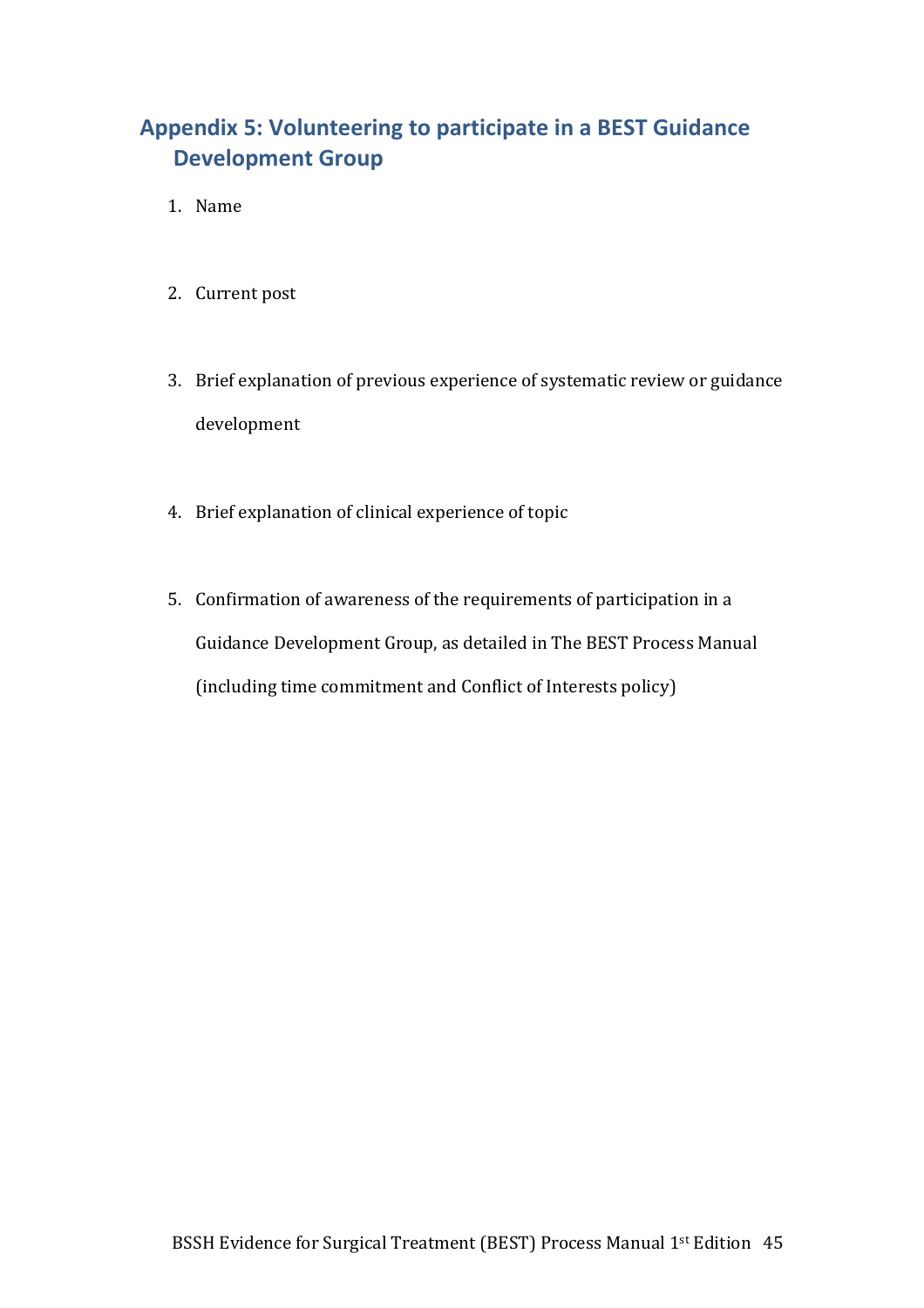## Appendix 5: Volunteering to participate in a BEST Guidance Development Group

1. Name

2. Current post

3. Brief explanation of previous experience of systematic review or guidance development

4. Brief explanation of clinical experience of topic

5. Confirmation of awareness of the requirements of participation in a Guidance Development Group, as detailed in The BEST Process Manual (including time commitment and Conflict of Interests policy)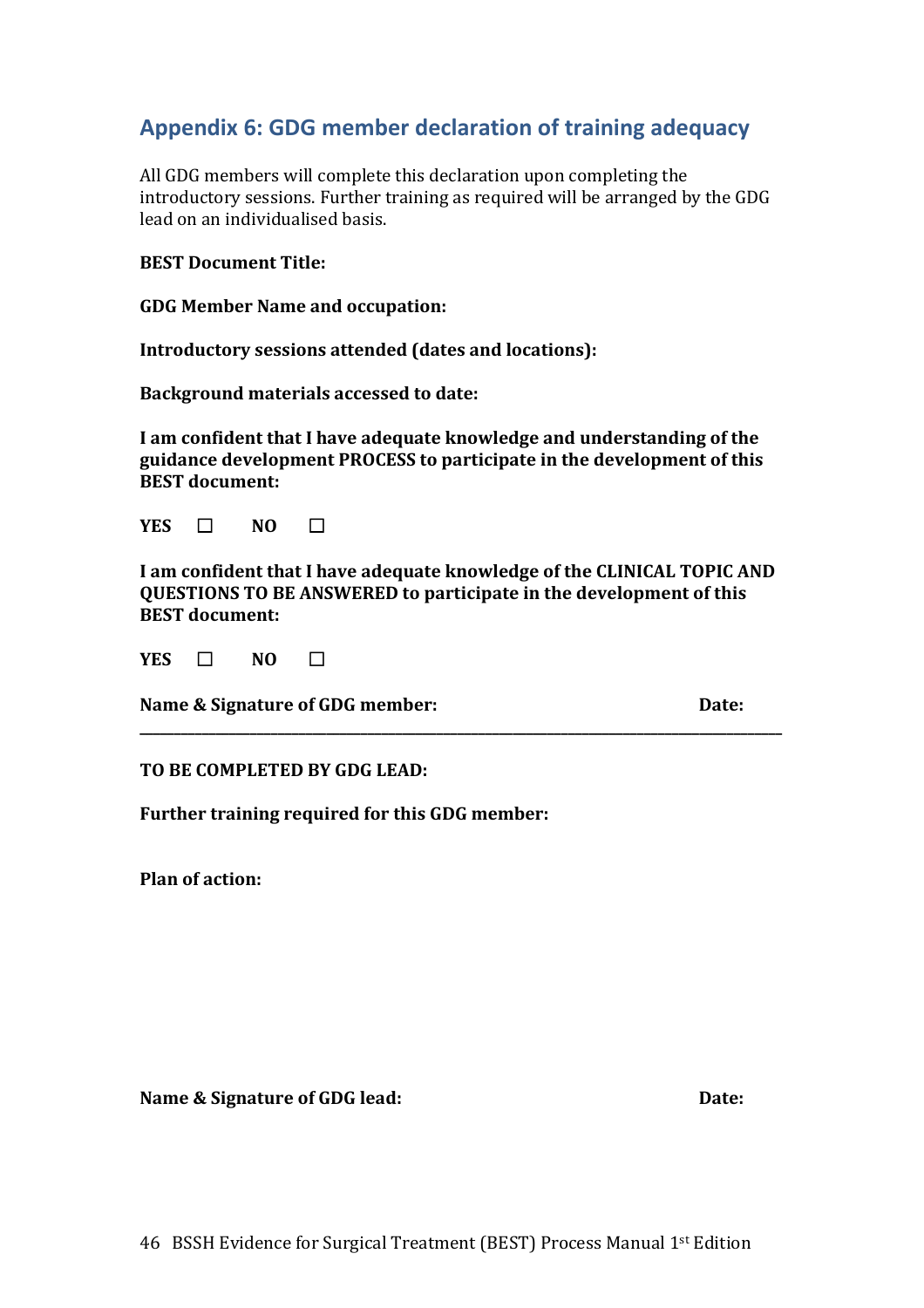## Appendix 6: GDG member declaration of training adequacy

All GDG members will complete this declaration upon completing the introductory sessions. Further training as required will be arranged by the GDG lead on an individualised basis.

**BEST Document Title:**

**GDG Member Name and occupation:**

**Introductory sessions attended (dates and locations):**

**Background materials accessed to date:**

**I am confident that I have adequate knowledge and understanding of the guidance development PROCESS to participate in the development of this BEST document:**

**YES** ☐ **NO** ☐

**I am confident that I have adequate knowledge of the CLINICAL TOPIC AND QUESTIONS TO BE ANSWERED to participate in the development of this BEST document:**

**YES** ☐ **NO** ☐

**Name & Signature of GDG member:** **Date:**

---

**TO BE COMPLETED BY GDG LEAD:**

**Further training required for this GDG member:**

**Plan of action:**

**Name & Signature of GDG lead:** **Date:**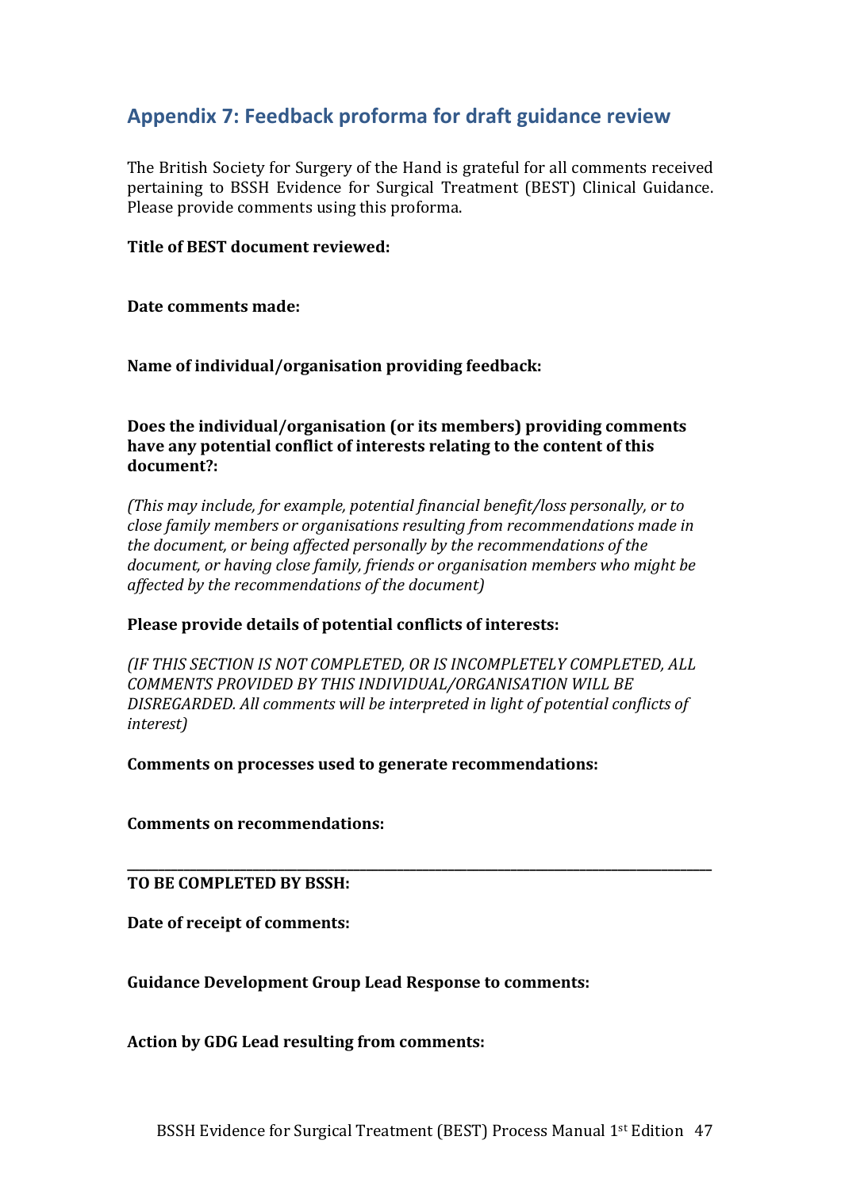## Appendix 7: Feedback proforma for draft guidance review

The British Society for Surgery of the Hand is grateful for all comments received pertaining to BSSH Evidence for Surgical Treatment (BEST) Clinical Guidance. Please provide comments using this proforma.

**Title of BEST document reviewed:**

**Date comments made:**

**Name of individual/organisation providing feedback:**

**Does the individual/organisation (or its members) providing comments have any potential conflict of interests relating to the content of this document?:**

*(This may include, for example, potential financial benefit/loss personally, or to close family members or organisations resulting from recommendations made in the document, or being affected personally by the recommendations of the document, or having close family, friends or organisation members who might be affected by the recommendations of the document)*

**Please provide details of potential conflicts of interests:**

*(IF THIS SECTION IS NOT COMPLETED, OR IS INCOMPLETELY COMPLETED, ALL COMMENTS PROVIDED BY THIS INDIVIDUAL/ORGANISATION WILL BE DISREGARDED. All comments will be interpreted in light of potential conflicts of interest)*

**Comments on processes used to generate recommendations:**

**Comments on recommendations:**

---

**TO BE COMPLETED BY BSSH:**

**Date of receipt of comments:**

**Guidance Development Group Lead Response to comments:**

**Action by GDG Lead resulting from comments:**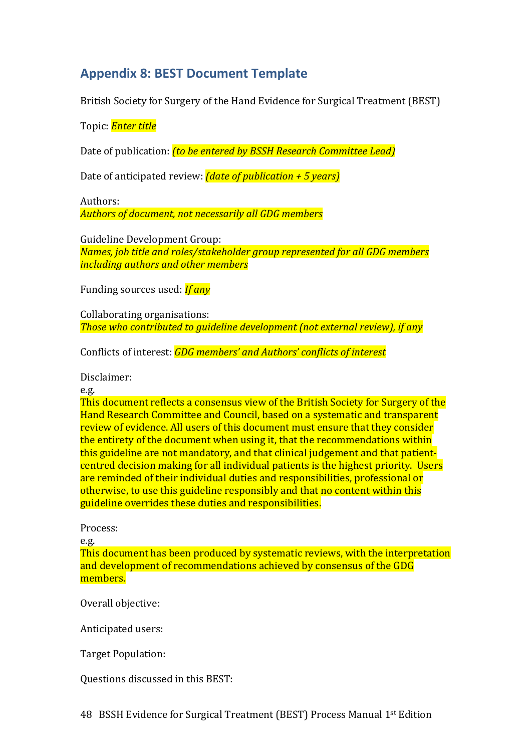## Appendix 8: BEST Document Template

British Society for Surgery of the Hand Evidence for Surgical Treatment (BEST)

Topic: *Enter title*

Date of publication: *(to be entered by BSSH Research Committee Lead)*

Date of anticipated review: *(date of publication + 5 years)*

Authors:
*Authors of document, not necessarily all GDG members*

Guideline Development Group:
*Names, job title and roles/stakeholder group represented for all GDG members including authors and other members*

Funding sources used: *If any*

Collaborating organisations:
*Those who contributed to guideline development (not external review), if any*

Conflicts of interest: *GDG members' and Authors' conflicts of interest*

Disclaimer:
e.g.
This document reflects a consensus view of the British Society for Surgery of the Hand Research Committee and Council, based on a systematic and transparent review of evidence. All users of this document must ensure that they consider the entirety of the document when using it, that the recommendations within this guideline are not mandatory, and that clinical judgement and that patient-centred decision making for all individual patients is the highest priority. Users are reminded of their individual duties and responsibilities, professional or otherwise, to use this guideline responsibly and that no content within this guideline overrides these duties and responsibilities.

Process:
e.g.
This document has been produced by systematic reviews, with the interpretation and development of recommendations achieved by consensus of the GDG members.

Overall objective:

Anticipated users:

Target Population:

Questions discussed in this BEST: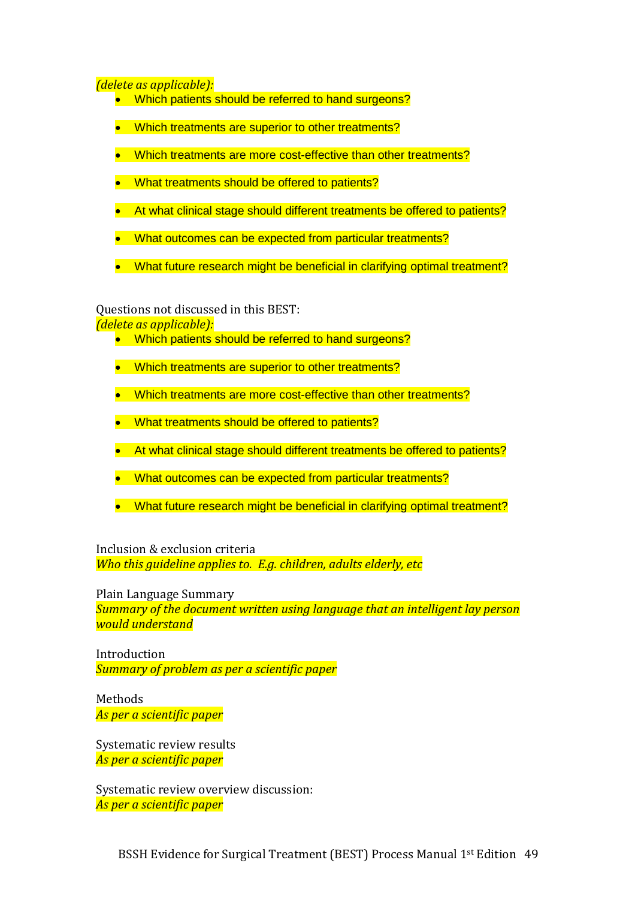*(delete as applicable):*

- Which patients should be referred to hand surgeons?
- Which treatments are superior to other treatments?
- Which treatments are more cost-effective than other treatments?
- What treatments should be offered to patients?
- At what clinical stage should different treatments be offered to patients?
- What outcomes can be expected from particular treatments?
- What future research might be beneficial in clarifying optimal treatment?

Questions not discussed in this BEST:

*(delete as applicable):*

- Which patients should be referred to hand surgeons?
- Which treatments are superior to other treatments?
- Which treatments are more cost-effective than other treatments?
- What treatments should be offered to patients?
- At what clinical stage should different treatments be offered to patients?
- What outcomes can be expected from particular treatments?
- What future research might be beneficial in clarifying optimal treatment?

Inclusion & exclusion criteria

*Who this guideline applies to. E.g. children, adults elderly, etc*

Plain Language Summary

*Summary of the document written using language that an intelligent lay person would understand*

Introduction

*Summary of problem as per a scientific paper*

Methods

*As per a scientific paper*

Systematic review results

*As per a scientific paper*

Systematic review overview discussion:

*As per a scientific paper*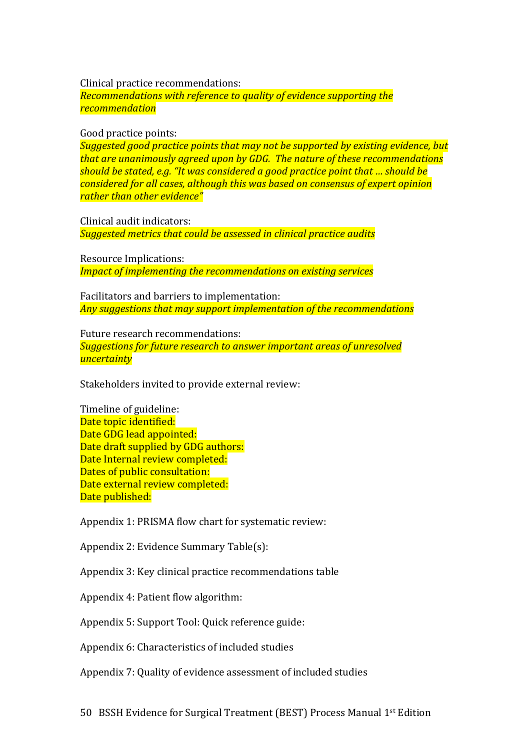Clinical practice recommendations:
*Recommendations with reference to quality of evidence supporting the recommendation*

Good practice points:
*Suggested good practice points that may not be supported by existing evidence, but that are unanimously agreed upon by GDG. The nature of these recommendations should be stated, e.g. "It was considered a good practice point that … should be considered for all cases, although this was based on consensus of expert opinion rather than other evidence"*

Clinical audit indicators:
*Suggested metrics that could be assessed in clinical practice audits*

Resource Implications:
*Impact of implementing the recommendations on existing services*

Facilitators and barriers to implementation:
*Any suggestions that may support implementation of the recommendations*

Future research recommendations:
*Suggestions for future research to answer important areas of unresolved uncertainty*

Stakeholders invited to provide external review:

Timeline of guideline:
Date topic identified:
Date GDG lead appointed:
Date draft supplied by GDG authors:
Date Internal review completed:
Dates of public consultation:
Date external review completed:
Date published:

Appendix 1: PRISMA flow chart for systematic review:

Appendix 2: Evidence Summary Table(s):

Appendix 3: Key clinical practice recommendations table

Appendix 4: Patient flow algorithm:

Appendix 5: Support Tool: Quick reference guide:

Appendix 6: Characteristics of included studies

Appendix 7: Quality of evidence assessment of included studies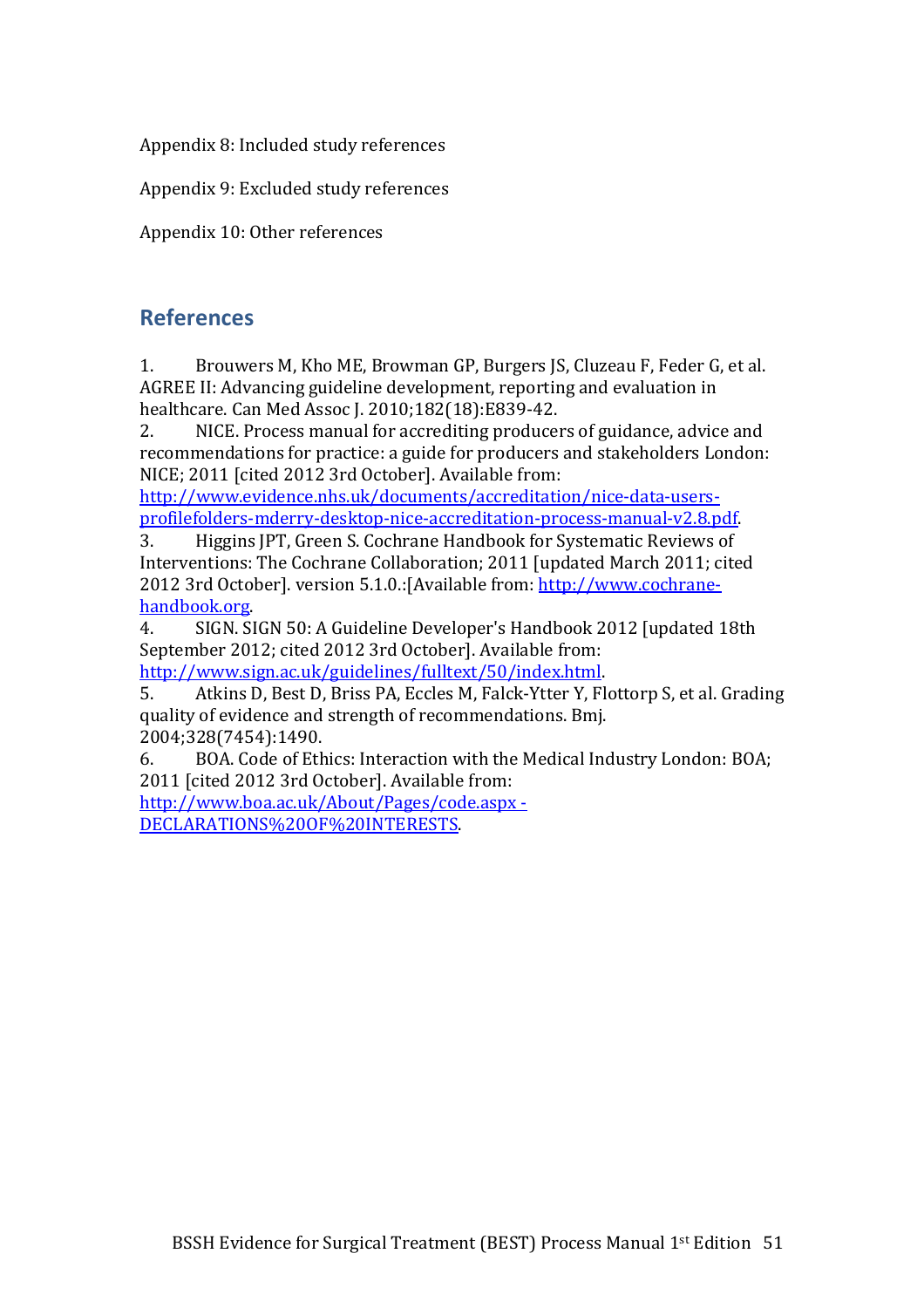Appendix 8: Included study references

Appendix 9: Excluded study references

Appendix 10: Other references

## References

1. Brouwers M, Kho ME, Browman GP, Burgers JS, Cluzeau F, Feder G, et al. AGREE II: Advancing guideline development, reporting and evaluation in healthcare. Can Med Assoc J. 2010;182(18):E839-42.
2. NICE. Process manual for accrediting producers of guidance, advice and recommendations for practice: a guide for producers and stakeholders London: NICE; 2011 [cited 2012 3rd October]. Available from: http://www.evidence.nhs.uk/documents/accreditation/nice-data-users-profilefolders-mderry-desktop-nice-accreditation-process-manual-v2.8.pdf.
3. Higgins JPT, Green S. Cochrane Handbook for Systematic Reviews of Interventions: The Cochrane Collaboration; 2011 [updated March 2011; cited 2012 3rd October]. version 5.1.0.:[Available from: http://www.cochrane-handbook.org.
4. SIGN. SIGN 50: A Guideline Developer's Handbook 2012 [updated 18th September 2012; cited 2012 3rd October]. Available from: http://www.sign.ac.uk/guidelines/fulltext/50/index.html.
5. Atkins D, Best D, Briss PA, Eccles M, Falck-Ytter Y, Flottorp S, et al. Grading quality of evidence and strength of recommendations. Bmj. 2004;328(7454):1490.
6. BOA. Code of Ethics: Interaction with the Medical Industry London: BOA; 2011 [cited 2012 3rd October]. Available from: http://www.boa.ac.uk/About/Pages/code.aspx - DECLARATIONS%20OF%20INTERESTS.